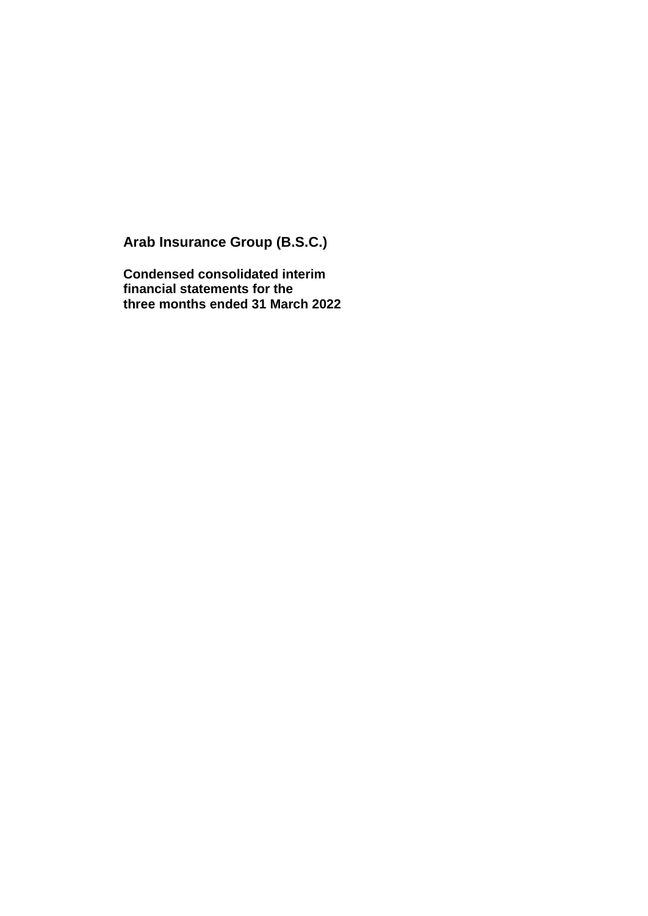# Arab Insurance Group (B.S.C.)

**Condensed consolidated interim financial statements for the three months ended 31 March 2022**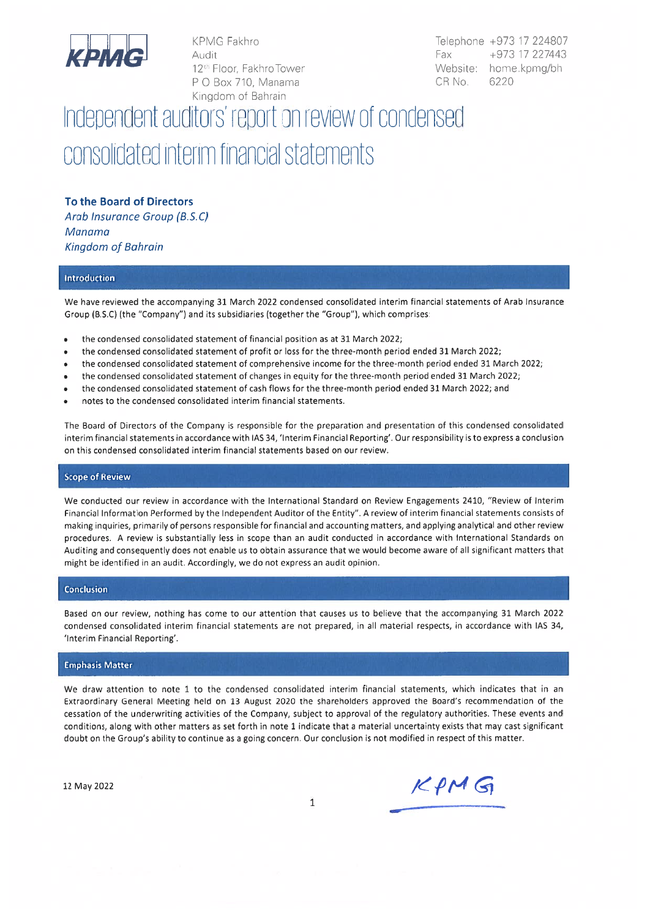KPMG Fakhro
Audit
12th Floor, Fakhro Tower
P O Box 710, Manama
Kingdom of Bahrain

Telephone +973 17 224807
Fax +973 17 227443
Website: home.kpmg/bh
CR No. 6220

# Independent auditors' report on review of condensed consolidated interim financial statements

**To the Board of Directors**
*Arab Insurance Group (B.S.C)*
*Manama*
*Kingdom of Bahrain*

## Introduction

We have reviewed the accompanying 31 March 2022 condensed consolidated interim financial statements of Arab Insurance Group (B.S.C) (the "Company") and its subsidiaries (together the "Group"), which comprises:

- the condensed consolidated statement of financial position as at 31 March 2022;
- the condensed consolidated statement of profit or loss for the three-month period ended 31 March 2022;
- the condensed consolidated statement of comprehensive income for the three-month period ended 31 March 2022;
- the condensed consolidated statement of changes in equity for the three-month period ended 31 March 2022;
- the condensed consolidated statement of cash flows for the three-month period ended 31 March 2022; and
- notes to the condensed consolidated interim financial statements.

The Board of Directors of the Company is responsible for the preparation and presentation of this condensed consolidated interim financial statements in accordance with IAS 34, 'Interim Financial Reporting'. Our responsibility is to express a conclusion on this condensed consolidated interim financial statements based on our review.

## Scope of Review

We conducted our review in accordance with the International Standard on Review Engagements 2410, "Review of Interim Financial Information Performed by the Independent Auditor of the Entity". A review of interim financial statements consists of making inquiries, primarily of persons responsible for financial and accounting matters, and applying analytical and other review procedures. A review is substantially less in scope than an audit conducted in accordance with International Standards on Auditing and consequently does not enable us to obtain assurance that we would become aware of all significant matters that might be identified in an audit. Accordingly, we do not express an audit opinion.

## Conclusion

Based on our review, nothing has come to our attention that causes us to believe that the accompanying 31 March 2022 condensed consolidated interim financial statements are not prepared, in all material respects, in accordance with IAS 34, 'Interim Financial Reporting'.

## Emphasis Matter

We draw attention to note 1 to the condensed consolidated interim financial statements, which indicates that in an Extraordinary General Meeting held on 13 August 2020 the shareholders approved the Board's recommendation of the cessation of the underwriting activities of the Company, subject to approval of the regulatory authorities. These events and conditions, along with other matters as set forth in note 1 indicate that a material uncertainty exists that may cast significant doubt on the Group's ability to continue as a going concern. Our conclusion is not modified in respect of this matter.

12 May 2022

KPMG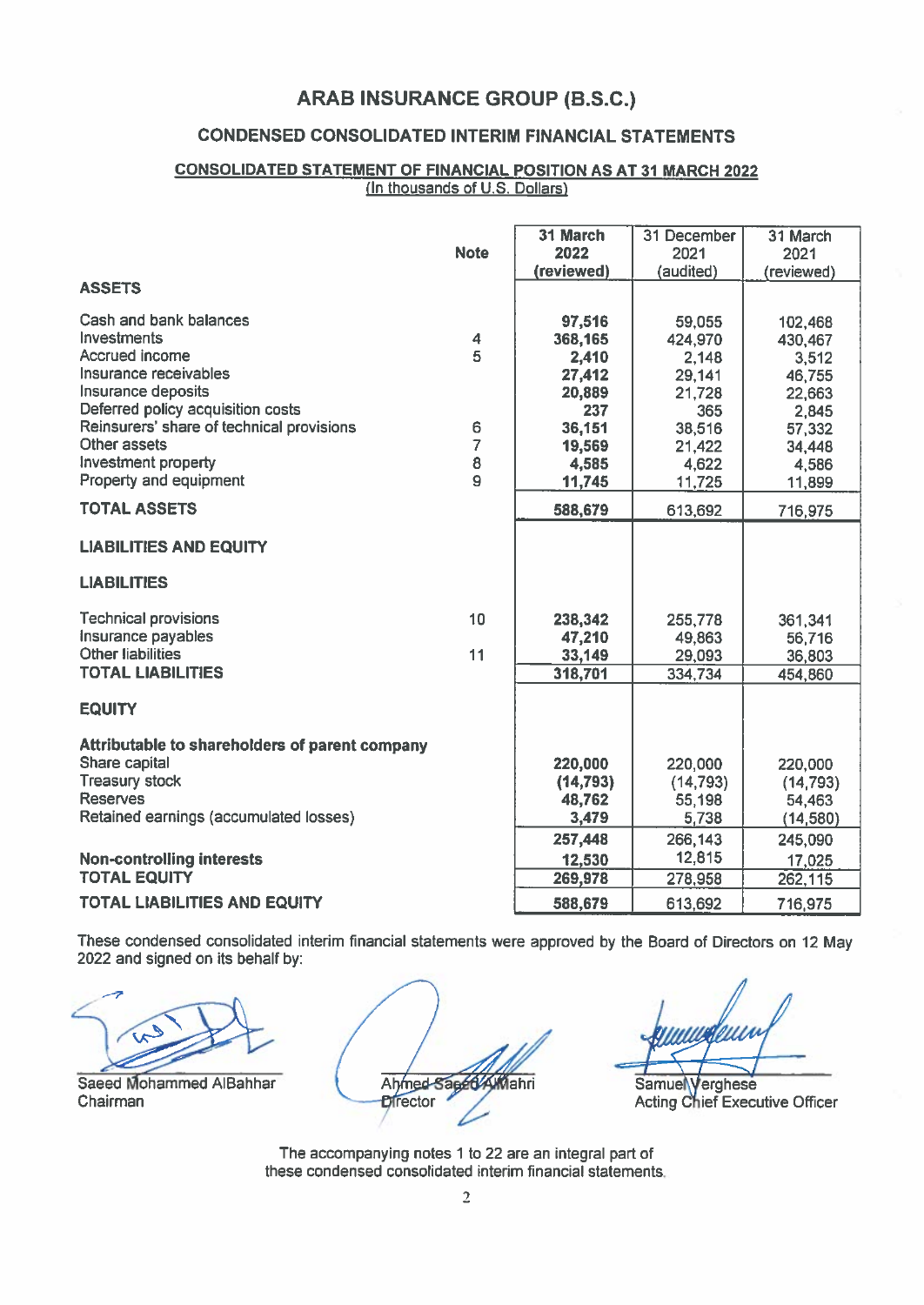# ARAB INSURANCE GROUP (B.S.C.)

## CONDENSED CONSOLIDATED INTERIM FINANCIAL STATEMENTS

### CONSOLIDATED STATEMENT OF FINANCIAL POSITION AS AT 31 MARCH 2022

(In thousands of U.S. Dollars)

| | Note | 31 March 2022 (reviewed) | 31 December 2021 (audited) | 31 March 2021 (reviewed) |
|---|---|---|---|---|
| **ASSETS** | | | | |
| Cash and bank balances | | **97,516** | 59,055 | 102,468 |
| Investments | 4 | **368,165** | 424,970 | 430,467 |
| Accrued income | 5 | **2,410** | 2,148 | 3,512 |
| Insurance receivables | | **27,412** | 29,141 | 46,755 |
| Insurance deposits | | **20,889** | 21,728 | 22,663 |
| Deferred policy acquisition costs | | **237** | 365 | 2,845 |
| Reinsurers' share of technical provisions | 6 | **36,151** | 38,516 | 57,332 |
| Other assets | 7 | **19,569** | 21,422 | 34,448 |
| Investment property | 8 | **4,585** | 4,622 | 4,586 |
| Property and equipment | 9 | **11,745** | 11,725 | 11,899 |
| **TOTAL ASSETS** | | **588,679** | 613,692 | 716,975 |
| **LIABILITIES AND EQUITY** | | | | |
| **LIABILITIES** | | | | |
| Technical provisions | 10 | **238,342** | 255,778 | 361,341 |
| Insurance payables | | **47,210** | 49,863 | 56,716 |
| Other liabilities | 11 | **33,149** | 29,093 | 36,803 |
| **TOTAL LIABILITIES** | | **318,701** | 334,734 | 454,860 |
| **EQUITY** | | | | |
| **Attributable to shareholders of parent company** | | | | |
| Share capital | | **220,000** | 220,000 | 220,000 |
| Treasury stock | | **(14,793)** | (14,793) | (14,793) |
| Reserves | | **48,762** | 55,198 | 54,463 |
| Retained earnings (accumulated losses) | | **3,479** | 5,738 | (14,580) |
| | | **257,448** | 266,143 | 245,090 |
| **Non-controlling interests** | | **12,530** | 12,815 | 17,025 |
| **TOTAL EQUITY** | | **269,978** | 278,958 | 262,115 |
| **TOTAL LIABILITIES AND EQUITY** | | **588,679** | 613,692 | 716,975 |

These condensed consolidated interim financial statements were approved by the Board of Directors on 12 May 2022 and signed on its behalf by:

Saeed Mohammed AlBahhar
Chairman

Ahmed Saeed AlMahri
Director

Samuel Verghese
Acting Chief Executive Officer

The accompanying notes 1 to 22 are an integral part of these condensed consolidated interim financial statements.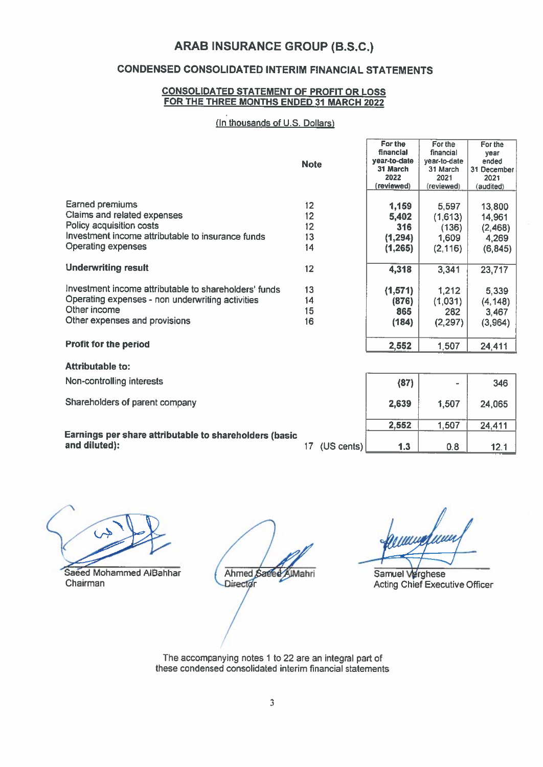# ARAB INSURANCE GROUP (B.S.C.)

## CONDENSED CONSOLIDATED INTERIM FINANCIAL STATEMENTS

### CONSOLIDATED STATEMENT OF PROFIT OR LOSS FOR THE THREE MONTHS ENDED 31 MARCH 2022

(In thousands of U.S. Dollars)

| | Note | For the financial year-to-date 31 March 2022 (reviewed) | For the financial year-to-date 31 March 2021 (reviewed) | For the year ended 31 December 2021 (audited) |
|---|---|---|---|---|
| Earned premiums | 12 | **1,159** | 5,597 | 13,800 |
| Claims and related expenses | 12 | **5,402** | (1,613) | 14,961 |
| Policy acquisition costs | 12 | **316** | (136) | (2,468) |
| Investment income attributable to insurance funds | 13 | **(1,294)** | 1,609 | 4,269 |
| Operating expenses | 14 | **(1,265)** | (2,116) | (6,845) |
| **Underwriting result** | 12 | **4,318** | 3,341 | 23,717 |
| Investment income attributable to shareholders' funds | 13 | **(1,571)** | 1,212 | 5,339 |
| Operating expenses - non underwriting activities | 14 | **(876)** | (1,031) | (4,148) |
| Other income | 15 | **865** | 282 | 3,467 |
| Other expenses and provisions | 16 | **(184)** | (2,297) | (3,964) |
| **Profit for the period** | | **2,552** | 1,507 | 24,411 |
| **Attributable to:** | | | | |
| Non-controlling interests | | **(87)** | - | 346 |
| Shareholders of parent company | | **2,639** | 1,507 | 24,065 |
| | | **2,552** | 1,507 | 24,411 |
| **Earnings per share attributable to shareholders (basic and diluted):** | 17 (US cents) | **1.3** | 0.8 | 12.1 |

Saeed Mohammed AlBahhar
Chairman

Ahmed Saeed AlMahri
Director

Samuel Verghese
Acting Chief Executive Officer

The accompanying notes 1 to 22 are an integral part of these condensed consolidated interim financial statements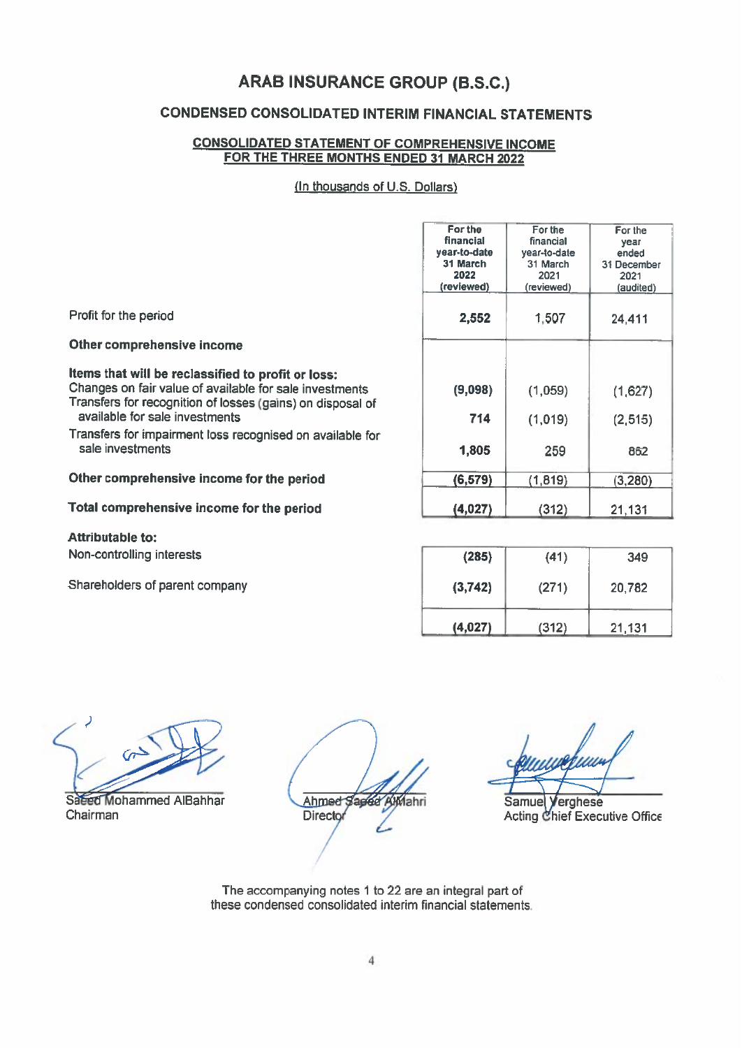# ARAB INSURANCE GROUP (B.S.C.)

## CONDENSED CONSOLIDATED INTERIM FINANCIAL STATEMENTS

### CONSOLIDATED STATEMENT OF COMPREHENSIVE INCOME FOR THE THREE MONTHS ENDED 31 MARCH 2022

(In thousands of U.S. Dollars)

| | For the financial year-to-date 31 March 2022 (reviewed) | For the financial year-to-date 31 March 2021 (reviewed) | For the year ended 31 December 2021 (audited) |
|---|---|---|---|
| Profit for the period | **2,552** | 1,507 | 24,411 |
| **Other comprehensive income** | | | |
| **Items that will be reclassified to profit or loss:** | | | |
| Changes on fair value of available for sale investments | **(9,098)** | (1,059) | (1,627) |
| Transfers for recognition of losses (gains) on disposal of available for sale investments | **714** | (1,019) | (2,515) |
| Transfers for impairment loss recognised on available for sale investments | **1,805** | 259 | 862 |
| **Other comprehensive income for the period** | **(6,579)** | (1,819) | (3,280) |
| **Total comprehensive income for the period** | **(4,027)** | (312) | 21,131 |
| **Attributable to:** | | | |
| Non-controlling interests | **(285)** | (41) | 349 |
| Shareholders of parent company | **(3,742)** | (271) | 20,782 |
| | **(4,027)** | (312) | 21,131 |

Saeed Mohammed AlBahhar
Chairman

Ahmed Saeed AlMahri
Director

Samuel Verghese
Acting Chief Executive Officer

The accompanying notes 1 to 22 are an integral part of these condensed consolidated interim financial statements.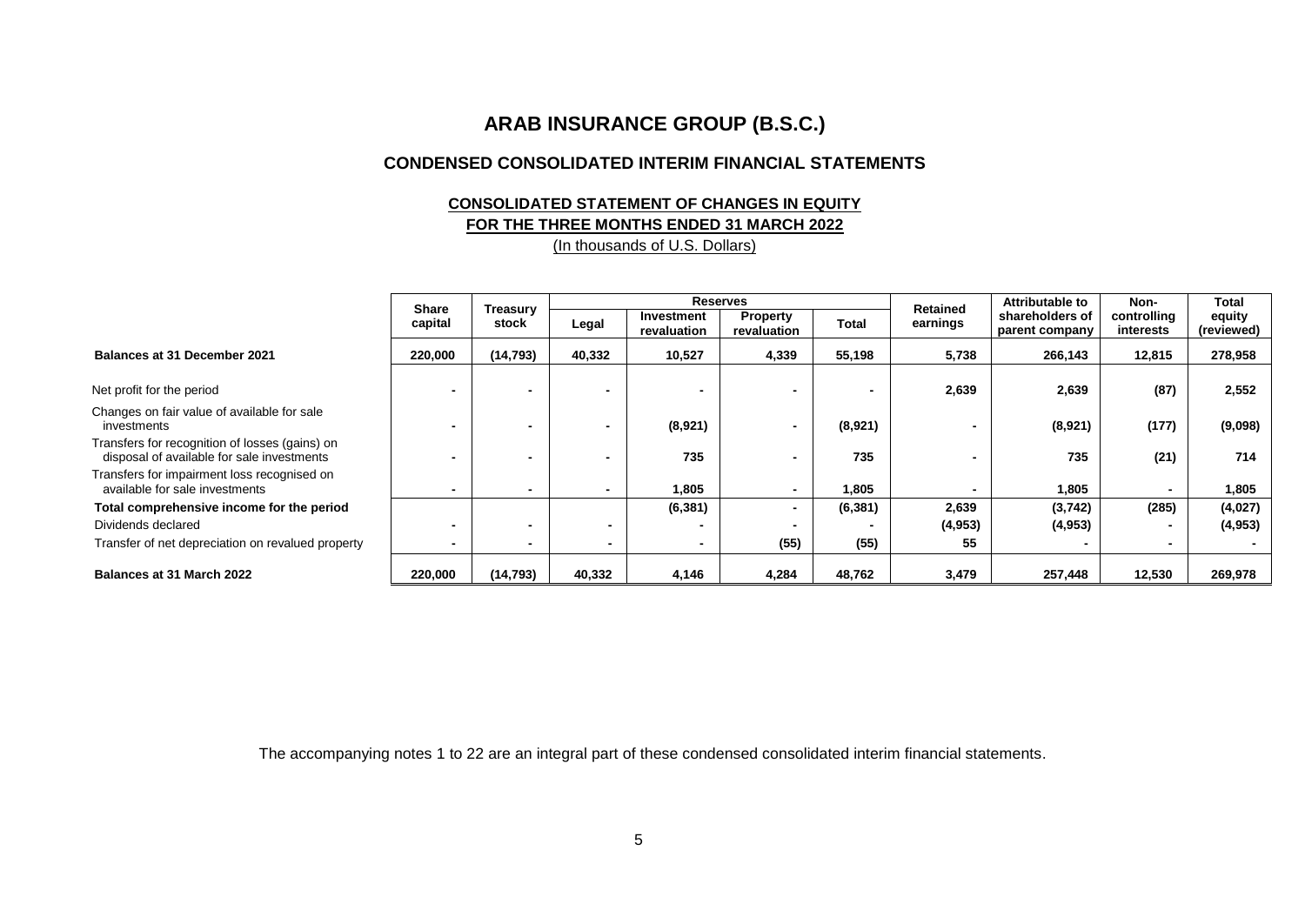# ARAB INSURANCE GROUP (B.S.C.)

## CONDENSED CONSOLIDATED INTERIM FINANCIAL STATEMENTS

### CONSOLIDATED STATEMENT OF CHANGES IN EQUITY
### FOR THE THREE MONTHS ENDED 31 MARCH 2022

(In thousands of U.S. Dollars)

| | Share capital | Treasury stock | Reserves | | | | Retained earnings | Attributable to shareholders of parent company | Non-controlling interests | Total equity (reviewed) |
|---|---|---|---|---|---|---|---|---|---|---|
| | | | Legal | Investment revaluation | Property revaluation | Total | | | | |
| **Balances at 31 December 2021** | 220,000 | (14,793) | 40,332 | 10,527 | 4,339 | 55,198 | 5,738 | 266,143 | 12,815 | 278,958 |
| Net profit for the period | - | - | - | - | - | - | 2,639 | 2,639 | (87) | 2,552 |
| Changes on fair value of available for sale investments | - | - | - | (8,921) | - | (8,921) | - | (8,921) | (177) | (9,098) |
| Transfers for recognition of losses (gains) on disposal of available for sale investments | - | - | - | 735 | - | 735 | - | 735 | (21) | 714 |
| Transfers for impairment loss recognised on available for sale investments | - | - | - | 1,805 | - | 1,805 | - | 1,805 | - | 1,805 |
| **Total comprehensive income for the period** | | | | (6,381) | - | (6,381) | 2,639 | (3,742) | (285) | (4,027) |
| Dividends declared | - | - | - | - | - | - | (4,953) | (4,953) | - | (4,953) |
| Transfer of net depreciation on revalued property | - | - | - | - | (55) | (55) | 55 | - | - | - |
| **Balances at 31 March 2022** | 220,000 | (14,793) | 40,332 | 4,146 | 4,284 | 48,762 | 3,479 | 257,448 | 12,530 | 269,978 |

The accompanying notes 1 to 22 are an integral part of these condensed consolidated interim financial statements.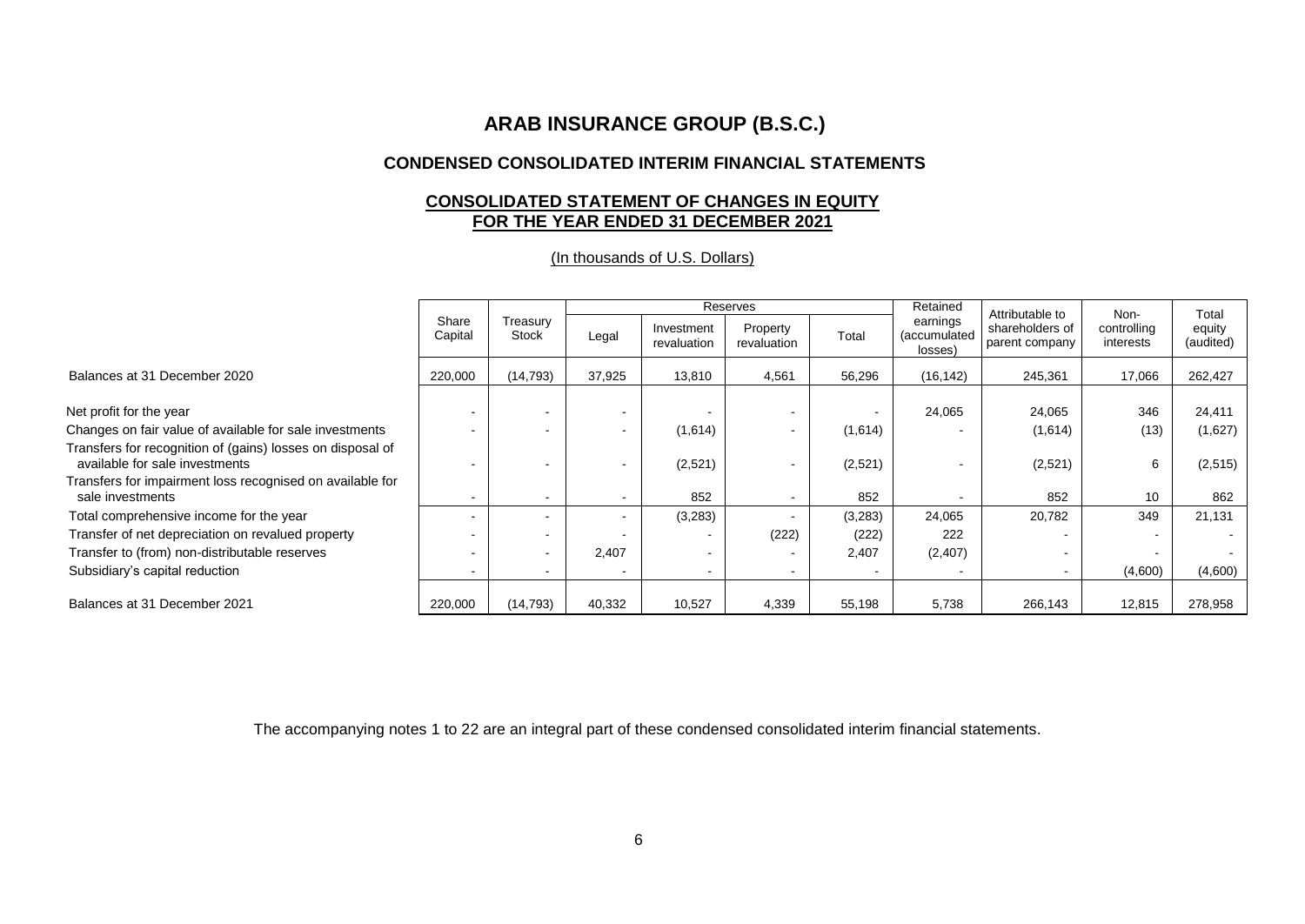# ARAB INSURANCE GROUP (B.S.C.)

## CONDENSED CONSOLIDATED INTERIM FINANCIAL STATEMENTS

### CONSOLIDATED STATEMENT OF CHANGES IN EQUITY FOR THE YEAR ENDED 31 DECEMBER 2021

(In thousands of U.S. Dollars)

| | Share Capital | Treasury Stock | Reserves | | | | Retained earnings (accumulated losses) | Attributable to shareholders of parent company | Non-controlling interests | Total equity (audited) |
|---|---|---|---|---|---|---|---|---|---|---|
| | | | Legal | Investment revaluation | Property revaluation | Total | | | | |
| Balances at 31 December 2020 | 220,000 | (14,793) | 37,925 | 13,810 | 4,561 | 56,296 | (16,142) | 245,361 | 17,066 | 262,427 |
| Net profit for the year | - | - | - | - | - | - | 24,065 | 24,065 | 346 | 24,411 |
| Changes on fair value of available for sale investments | - | - | - | (1,614) | - | (1,614) | - | (1,614) | (13) | (1,627) |
| Transfers for recognition of (gains) losses on disposal of available for sale investments | - | - | - | (2,521) | - | (2,521) | - | (2,521) | 6 | (2,515) |
| Transfers for impairment loss recognised on available for sale investments | - | - | - | 852 | - | 852 | - | 852 | 10 | 862 |
| Total comprehensive income for the year | - | - | - | (3,283) | - | (3,283) | 24,065 | 20,782 | 349 | 21,131 |
| Transfer of net depreciation on revalued property | - | - | - | - | (222) | (222) | 222 | - | - | - |
| Transfer to (from) non-distributable reserves | - | - | 2,407 | - | - | 2,407 | (2,407) | - | - | - |
| Subsidiary's capital reduction | - | - | - | - | - | - | - | - | (4,600) | (4,600) |
| Balances at 31 December 2021 | 220,000 | (14,793) | 40,332 | 10,527 | 4,339 | 55,198 | 5,738 | 266,143 | 12,815 | 278,958 |

The accompanying notes 1 to 22 are an integral part of these condensed consolidated interim financial statements.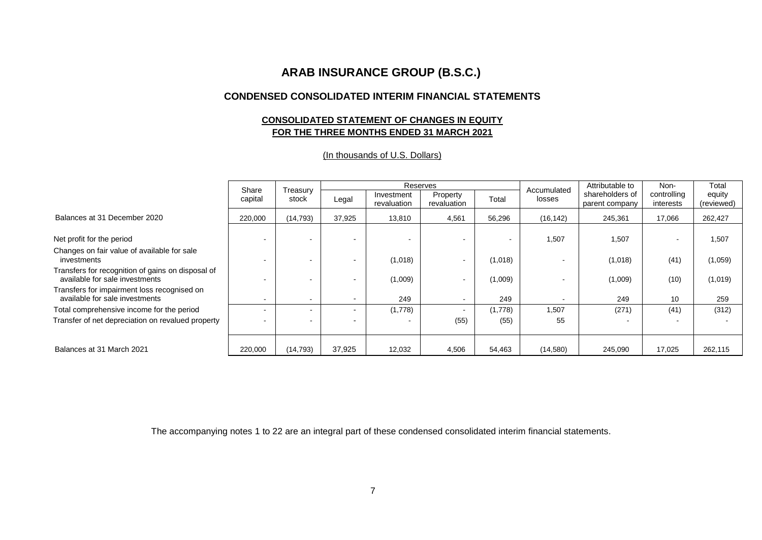# ARAB INSURANCE GROUP (B.S.C.)

## CONDENSED CONSOLIDATED INTERIM FINANCIAL STATEMENTS

### CONSOLIDATED STATEMENT OF CHANGES IN EQUITY FOR THE THREE MONTHS ENDED 31 MARCH 2021

(In thousands of U.S. Dollars)

| | Share capital | Treasury stock | Reserves | | | | Accumulated losses | Attributable to shareholders of parent company | Non-controlling interests | Total equity (reviewed) |
|---|---|---|---|---|---|---|---|---|---|---|
| | | | Legal | Investment revaluation | Property revaluation | Total | | | | |
| Balances at 31 December 2020 | 220,000 | (14,793) | 37,925 | 13,810 | 4,561 | 56,296 | (16,142) | 245,361 | 17,066 | 262,427 |
| Net profit for the period | - | - | - | - | - | - | 1,507 | 1,507 | - | 1,507 |
| Changes on fair value of available for sale investments | - | - | - | (1,018) | - | (1,018) | - | (1,018) | (41) | (1,059) |
| Transfers for recognition of gains on disposal of available for sale investments | - | - | - | (1,009) | - | (1,009) | - | (1,009) | (10) | (1,019) |
| Transfers for impairment loss recognised on available for sale investments | - | - | - | 249 | - | 249 | - | 249 | 10 | 259 |
| Total comprehensive income for the period | - | - | - | (1,778) | - | (1,778) | 1,507 | (271) | (41) | (312) |
| Transfer of net depreciation on revalued property | - | - | - | - | (55) | (55) | 55 | - | - | - |
| Balances at 31 March 2021 | 220,000 | (14,793) | 37,925 | 12,032 | 4,506 | 54,463 | (14,580) | 245,090 | 17,025 | 262,115 |

The accompanying notes 1 to 22 are an integral part of these condensed consolidated interim financial statements.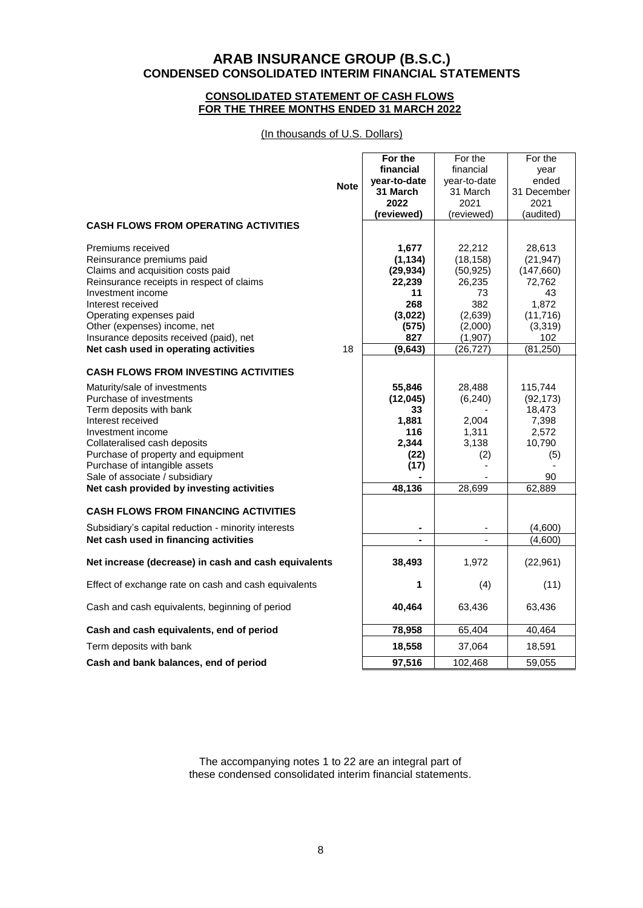# ARAB INSURANCE GROUP (B.S.C.)
## CONDENSED CONSOLIDATED INTERIM FINANCIAL STATEMENTS

### CONSOLIDATED STATEMENT OF CASH FLOWS FOR THE THREE MONTHS ENDED 31 MARCH 2022

(In thousands of U.S. Dollars)

| | Note | **For the financial year-to-date 31 March 2022 (reviewed)** | For the financial year-to-date 31 March 2021 (reviewed) | For the year ended 31 December 2021 (audited) |
|---|---|---|---|---|
| **CASH FLOWS FROM OPERATING ACTIVITIES** | | | | |
| Premiums received | | **1,677** | 22,212 | 28,613 |
| Reinsurance premiums paid | | **(1,134)** | (18,158) | (21,947) |
| Claims and acquisition costs paid | | **(29,934)** | (50,925) | (147,660) |
| Reinsurance receipts in respect of claims | | **22,239** | 26,235 | 72,762 |
| Investment income | | **11** | 73 | 43 |
| Interest received | | **268** | 382 | 1,872 |
| Operating expenses paid | | **(3,022)** | (2,639) | (11,716) |
| Other (expenses) income, net | | **(575)** | (2,000) | (3,319) |
| Insurance deposits received (paid), net | | **827** | (1,907) | 102 |
| **Net cash used in operating activities** | 18 | **(9,643)** | (26,727) | (81,250) |
| **CASH FLOWS FROM INVESTING ACTIVITIES** | | | | |
| Maturity/sale of investments | | **55,846** | 28,488 | 115,744 |
| Purchase of investments | | **(12,045)** | (6,240) | (92,173) |
| Term deposits with bank | | **33** | - | 18,473 |
| Interest received | | **1,881** | 2,004 | 7,398 |
| Investment income | | **116** | 1,311 | 2,572 |
| Collateralised cash deposits | | **2,344** | 3,138 | 10,790 |
| Purchase of property and equipment | | **(22)** | (2) | (5) |
| Purchase of intangible assets | | **(17)** | - | - |
| Sale of associate / subsidiary | | **-** | - | 90 |
| **Net cash provided by investing activities** | | **48,136** | 28,699 | 62,889 |
| **CASH FLOWS FROM FINANCING ACTIVITIES** | | | | |
| Subsidiary's capital reduction - minority interests | | **-** | - | (4,600) |
| **Net cash used in financing activities** | | **-** | - | (4,600) |
| **Net increase (decrease) in cash and cash equivalents** | | **38,493** | 1,972 | (22,961) |
| Effect of exchange rate on cash and cash equivalents | | **1** | (4) | (11) |
| Cash and cash equivalents, beginning of period | | **40,464** | 63,436 | 63,436 |
| **Cash and cash equivalents, end of period** | | **78,958** | 65,404 | 40,464 |
| Term deposits with bank | | **18,558** | 37,064 | 18,591 |
| **Cash and bank balances, end of period** | | **97,516** | 102,468 | 59,055 |

The accompanying notes 1 to 22 are an integral part of these condensed consolidated interim financial statements.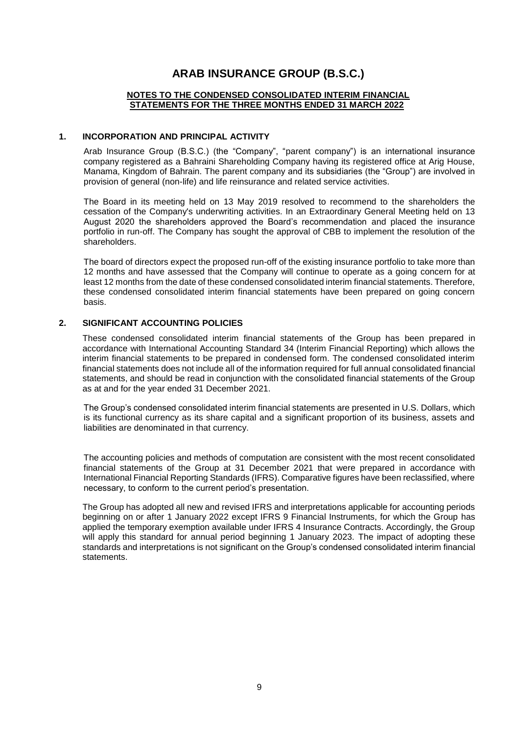# ARAB INSURANCE GROUP (B.S.C.)

**NOTES TO THE CONDENSED CONSOLIDATED INTERIM FINANCIAL STATEMENTS FOR THE THREE MONTHS ENDED 31 MARCH 2022**

## 1. INCORPORATION AND PRINCIPAL ACTIVITY

Arab Insurance Group (B.S.C.) (the "Company", "parent company") is an international insurance company registered as a Bahraini Shareholding Company having its registered office at Arig House, Manama, Kingdom of Bahrain. The parent company and its subsidiaries (the "Group") are involved in provision of general (non-life) and life reinsurance and related service activities.

The Board in its meeting held on 13 May 2019 resolved to recommend to the shareholders the cessation of the Company's underwriting activities. In an Extraordinary General Meeting held on 13 August 2020 the shareholders approved the Board's recommendation and placed the insurance portfolio in run-off. The Company has sought the approval of CBB to implement the resolution of the shareholders.

The board of directors expect the proposed run-off of the existing insurance portfolio to take more than 12 months and have assessed that the Company will continue to operate as a going concern for at least 12 months from the date of these condensed consolidated interim financial statements. Therefore, these condensed consolidated interim financial statements have been prepared on going concern basis.

## 2. SIGNIFICANT ACCOUNTING POLICIES

These condensed consolidated interim financial statements of the Group has been prepared in accordance with International Accounting Standard 34 (Interim Financial Reporting) which allows the interim financial statements to be prepared in condensed form. The condensed consolidated interim financial statements does not include all of the information required for full annual consolidated financial statements, and should be read in conjunction with the consolidated financial statements of the Group as at and for the year ended 31 December 2021.

The Group's condensed consolidated interim financial statements are presented in U.S. Dollars, which is its functional currency as its share capital and a significant proportion of its business, assets and liabilities are denominated in that currency.

The accounting policies and methods of computation are consistent with the most recent consolidated financial statements of the Group at 31 December 2021 that were prepared in accordance with International Financial Reporting Standards (IFRS). Comparative figures have been reclassified, where necessary, to conform to the current period's presentation.

The Group has adopted all new and revised IFRS and interpretations applicable for accounting periods beginning on or after 1 January 2022 except IFRS 9 Financial Instruments, for which the Group has applied the temporary exemption available under IFRS 4 Insurance Contracts. Accordingly, the Group will apply this standard for annual period beginning 1 January 2023. The impact of adopting these standards and interpretations is not significant on the Group's condensed consolidated interim financial statements.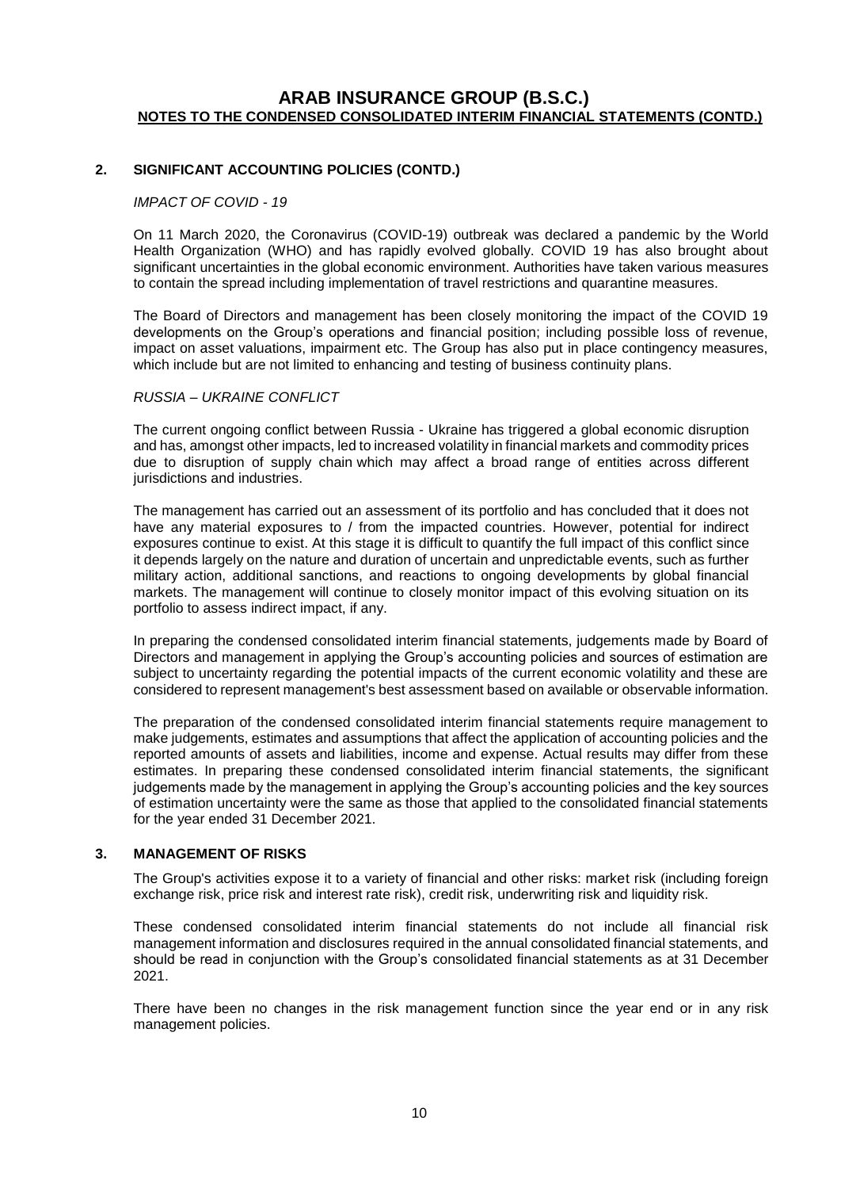## 2. SIGNIFICANT ACCOUNTING POLICIES (CONTD.)

*IMPACT OF COVID - 19*

On 11 March 2020, the Coronavirus (COVID-19) outbreak was declared a pandemic by the World Health Organization (WHO) and has rapidly evolved globally. COVID 19 has also brought about significant uncertainties in the global economic environment. Authorities have taken various measures to contain the spread including implementation of travel restrictions and quarantine measures.

The Board of Directors and management has been closely monitoring the impact of the COVID 19 developments on the Group's operations and financial position; including possible loss of revenue, impact on asset valuations, impairment etc. The Group has also put in place contingency measures, which include but are not limited to enhancing and testing of business continuity plans.

*RUSSIA – UKRAINE CONFLICT*

The current ongoing conflict between Russia - Ukraine has triggered a global economic disruption and has, amongst other impacts, led to increased volatility in financial markets and commodity prices due to disruption of supply chain which may affect a broad range of entities across different jurisdictions and industries.

The management has carried out an assessment of its portfolio and has concluded that it does not have any material exposures to / from the impacted countries. However, potential for indirect exposures continue to exist. At this stage it is difficult to quantify the full impact of this conflict since it depends largely on the nature and duration of uncertain and unpredictable events, such as further military action, additional sanctions, and reactions to ongoing developments by global financial markets. The management will continue to closely monitor impact of this evolving situation on its portfolio to assess indirect impact, if any.

In preparing the condensed consolidated interim financial statements, judgements made by Board of Directors and management in applying the Group's accounting policies and sources of estimation are subject to uncertainty regarding the potential impacts of the current economic volatility and these are considered to represent management's best assessment based on available or observable information.

The preparation of the condensed consolidated interim financial statements require management to make judgements, estimates and assumptions that affect the application of accounting policies and the reported amounts of assets and liabilities, income and expense. Actual results may differ from these estimates. In preparing these condensed consolidated interim financial statements, the significant judgements made by the management in applying the Group's accounting policies and the key sources of estimation uncertainty were the same as those that applied to the consolidated financial statements for the year ended 31 December 2021.

## 3. MANAGEMENT OF RISKS

The Group's activities expose it to a variety of financial and other risks: market risk (including foreign exchange risk, price risk and interest rate risk), credit risk, underwriting risk and liquidity risk.

These condensed consolidated interim financial statements do not include all financial risk management information and disclosures required in the annual consolidated financial statements, and should be read in conjunction with the Group's consolidated financial statements as at 31 December 2021.

There have been no changes in the risk management function since the year end or in any risk management policies.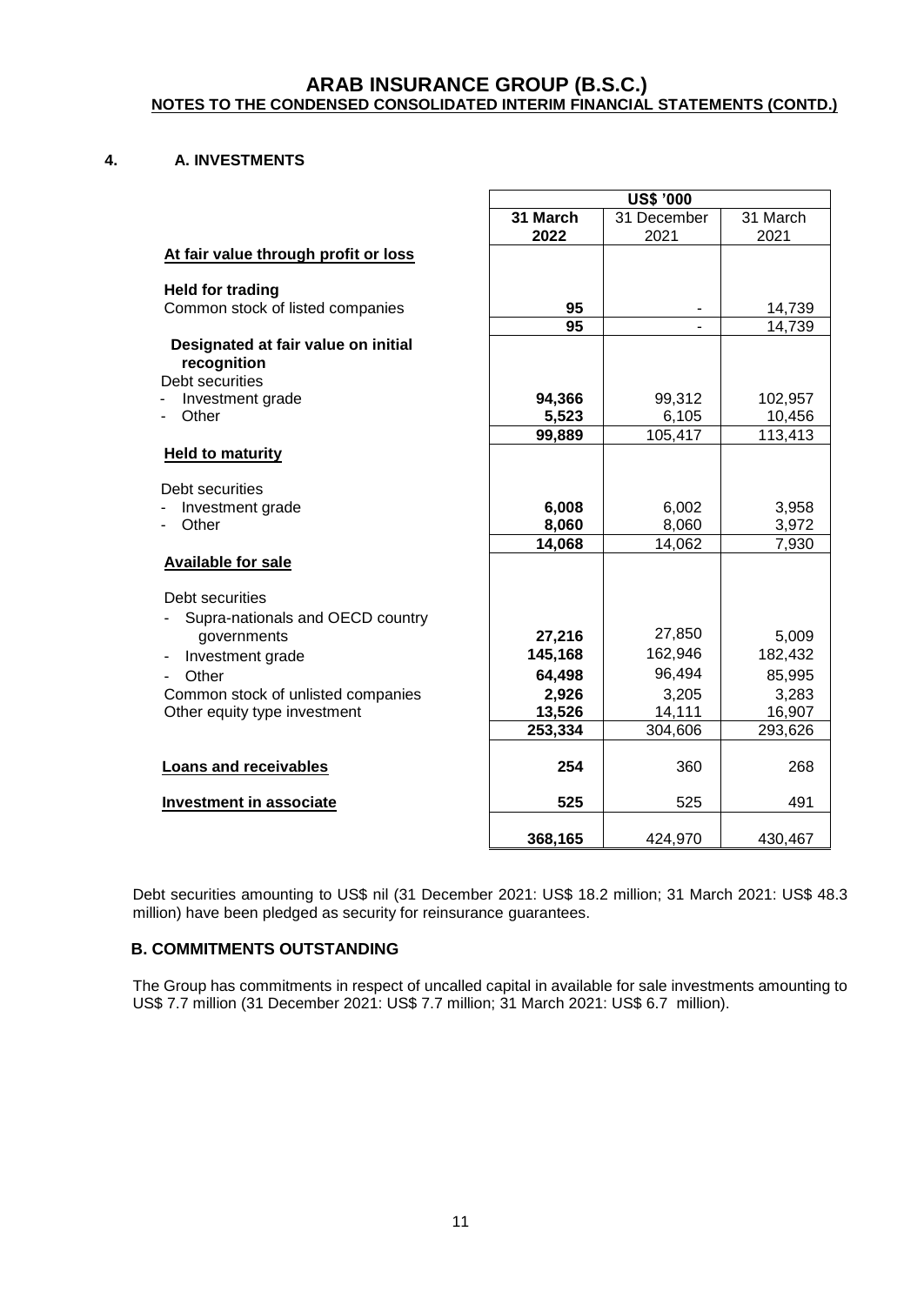# ARAB INSURANCE GROUP (B.S.C.)

**NOTES TO THE CONDENSED CONSOLIDATED INTERIM FINANCIAL STATEMENTS (CONTD.)**

## 4. A. INVESTMENTS

| | US$ '000 | | |
|---|---|---|---|
| | **31 March 2022** | 31 December 2021 | 31 March 2021 |
| **At fair value through profit or loss** | | | |
| **Held for trading** | | | |
| Common stock of listed companies | **95** | - | 14,739 |
| | **95** | - | 14,739 |
| **Designated at fair value on initial recognition** | | | |
| Debt securities | | | |
| - Investment grade | **94,366** | 99,312 | 102,957 |
| - Other | **5,523** | 6,105 | 10,456 |
| | **99,889** | 105,417 | 113,413 |
| **Held to maturity** | | | |
| Debt securities | | | |
| - Investment grade | **6,008** | 6,002 | 3,958 |
| - Other | **8,060** | 8,060 | 3,972 |
| | **14,068** | 14,062 | 7,930 |
| **Available for sale** | | | |
| Debt securities | | | |
| - Supra-nationals and OECD country governments | **27,216** | 27,850 | 5,009 |
| - Investment grade | **145,168** | 162,946 | 182,432 |
| - Other | **64,498** | 96,494 | 85,995 |
| Common stock of unlisted companies | **2,926** | 3,205 | 3,283 |
| Other equity type investment | **13,526** | 14,111 | 16,907 |
| | **253,334** | 304,606 | 293,626 |
| **Loans and receivables** | **254** | 360 | 268 |
| **Investment in associate** | **525** | 525 | 491 |
| | **368,165** | 424,970 | 430,467 |

Debt securities amounting to US$ nil (31 December 2021: US$ 18.2 million; 31 March 2021: US$ 48.3 million) have been pledged as security for reinsurance guarantees.

## B. COMMITMENTS OUTSTANDING

The Group has commitments in respect of uncalled capital in available for sale investments amounting to US$ 7.7 million (31 December 2021: US$ 7.7 million; 31 March 2021: US$ 6.7 million).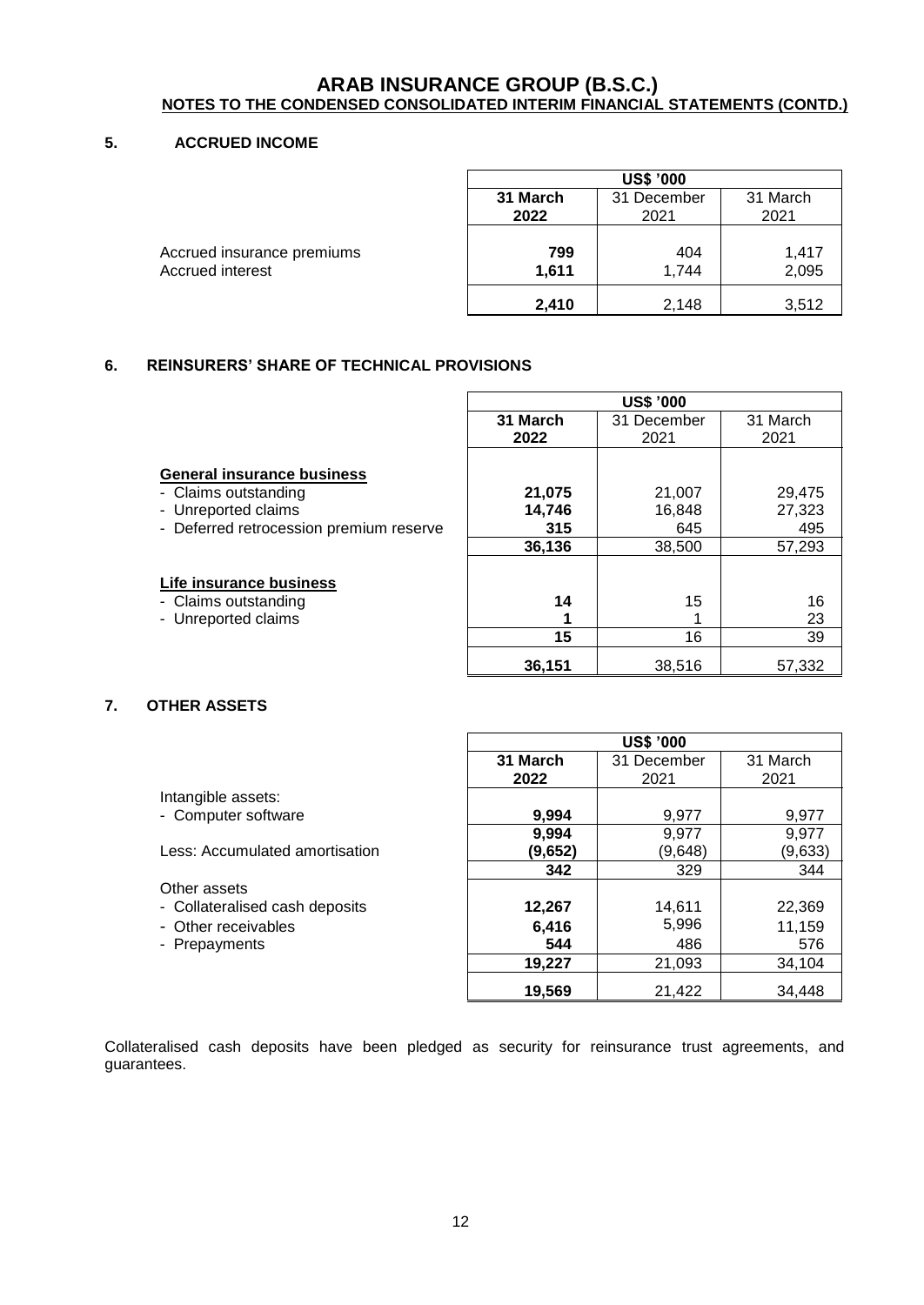# ARAB INSURANCE GROUP (B.S.C.)
## NOTES TO THE CONDENSED CONSOLIDATED INTERIM FINANCIAL STATEMENTS (CONTD.)

### 5. ACCRUED INCOME

| | US$ '000 | | |
|---|---|---|---|
| | **31 March 2022** | 31 December 2021 | 31 March 2021 |
| Accrued insurance premiums | **799** | 404 | 1,417 |
| Accrued interest | **1,611** | 1,744 | 2,095 |
| | **2,410** | 2,148 | 3,512 |

### 6. REINSURERS' SHARE OF TECHNICAL PROVISIONS

| | US$ '000 | | |
|---|---|---|---|
| | **31 March 2022** | 31 December 2021 | 31 March 2021 |
| **General insurance business** | | | |
| - Claims outstanding | **21,075** | 21,007 | 29,475 |
| - Unreported claims | **14,746** | 16,848 | 27,323 |
| - Deferred retrocession premium reserve | **315** | 645 | 495 |
| | **36,136** | 38,500 | 57,293 |
| **Life insurance business** | | | |
| - Claims outstanding | **14** | 15 | 16 |
| - Unreported claims | **1** | 1 | 23 |
| | **15** | 16 | 39 |
| | **36,151** | 38,516 | 57,332 |

### 7. OTHER ASSETS

| | US$ '000 | | |
|---|---|---|---|
| | **31 March 2022** | 31 December 2021 | 31 March 2021 |
| Intangible assets: | | | |
| - Computer software | **9,994** | 9,977 | 9,977 |
| | **9,994** | 9,977 | 9,977 |
| Less: Accumulated amortisation | **(9,652)** | (9,648) | (9,633) |
| | **342** | 329 | 344 |
| Other assets | | | |
| - Collateralised cash deposits | **12,267** | 14,611 | 22,369 |
| - Other receivables | **6,416** | 5,996 | 11,159 |
| - Prepayments | **544** | 486 | 576 |
| | **19,227** | 21,093 | 34,104 |
| | **19,569** | 21,422 | 34,448 |

Collateralised cash deposits have been pledged as security for reinsurance trust agreements, and guarantees.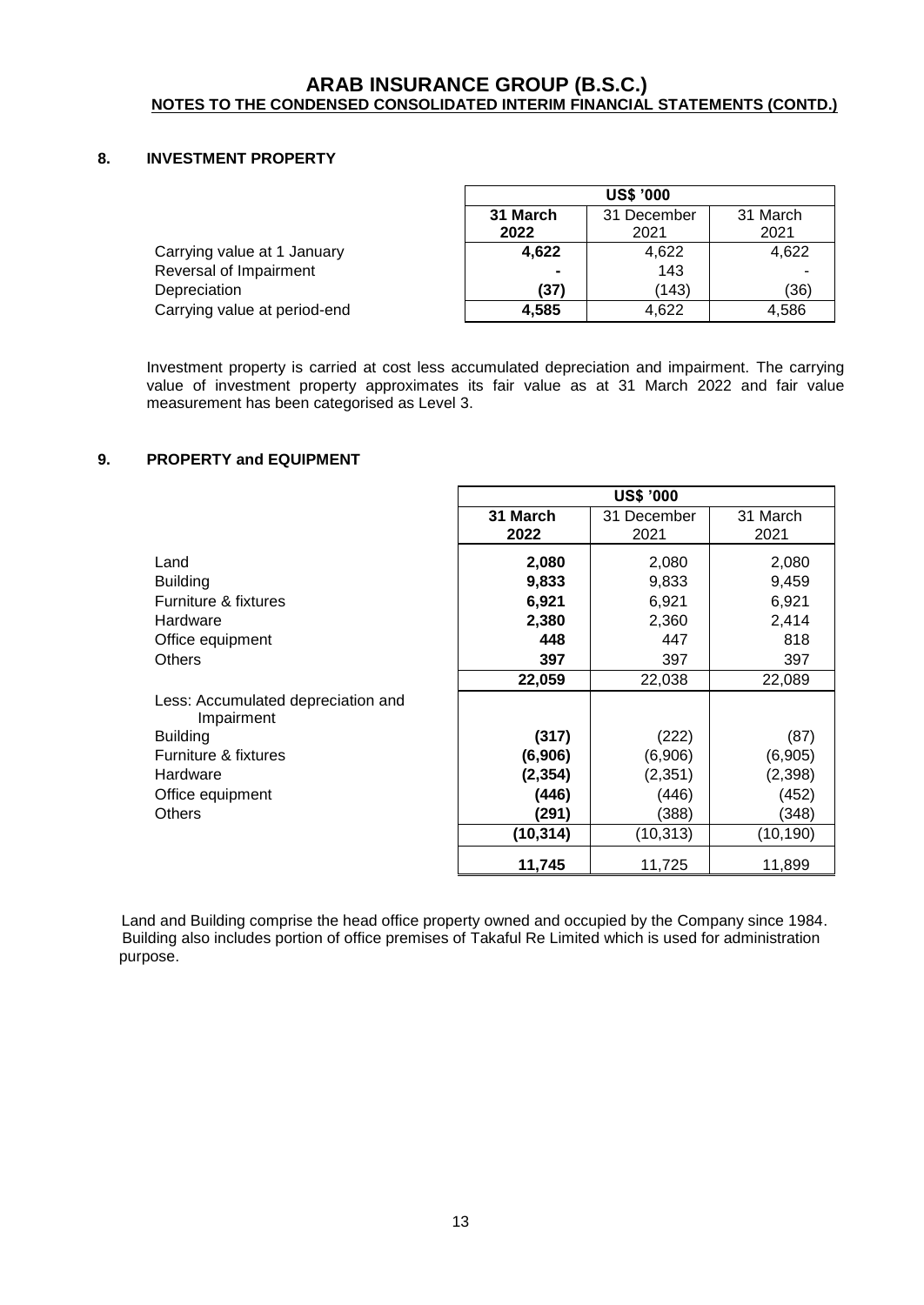## 8. INVESTMENT PROPERTY

| | US$ '000 | | |
|---|---|---|---|
| | **31 March 2022** | 31 December 2021 | 31 March 2021 |
| Carrying value at 1 January | **4,622** | 4,622 | 4,622 |
| Reversal of Impairment | **-** | 143 | - |
| Depreciation | **(37)** | (143) | (36) |
| Carrying value at period-end | **4,585** | 4,622 | 4,586 |

Investment property is carried at cost less accumulated depreciation and impairment. The carrying value of investment property approximates its fair value as at 31 March 2022 and fair value measurement has been categorised as Level 3.

## 9. PROPERTY and EQUIPMENT

| | US$ '000 | | |
|---|---|---|---|
| | **31 March 2022** | 31 December 2021 | 31 March 2021 |
| Land | **2,080** | 2,080 | 2,080 |
| Building | **9,833** | 9,833 | 9,459 |
| Furniture & fixtures | **6,921** | 6,921 | 6,921 |
| Hardware | **2,380** | 2,360 | 2,414 |
| Office equipment | **448** | 447 | 818 |
| Others | **397** | 397 | 397 |
| | **22,059** | 22,038 | 22,089 |
| Less: Accumulated depreciation and Impairment | | | |
| Building | **(317)** | (222) | (87) |
| Furniture & fixtures | **(6,906)** | (6,906) | (6,905) |
| Hardware | **(2,354)** | (2,351) | (2,398) |
| Office equipment | **(446)** | (446) | (452) |
| Others | **(291)** | (388) | (348) |
| | **(10,314)** | (10,313) | (10,190) |
| | **11,745** | 11,725 | 11,899 |

Land and Building comprise the head office property owned and occupied by the Company since 1984. Building also includes portion of office premises of Takaful Re Limited which is used for administration purpose.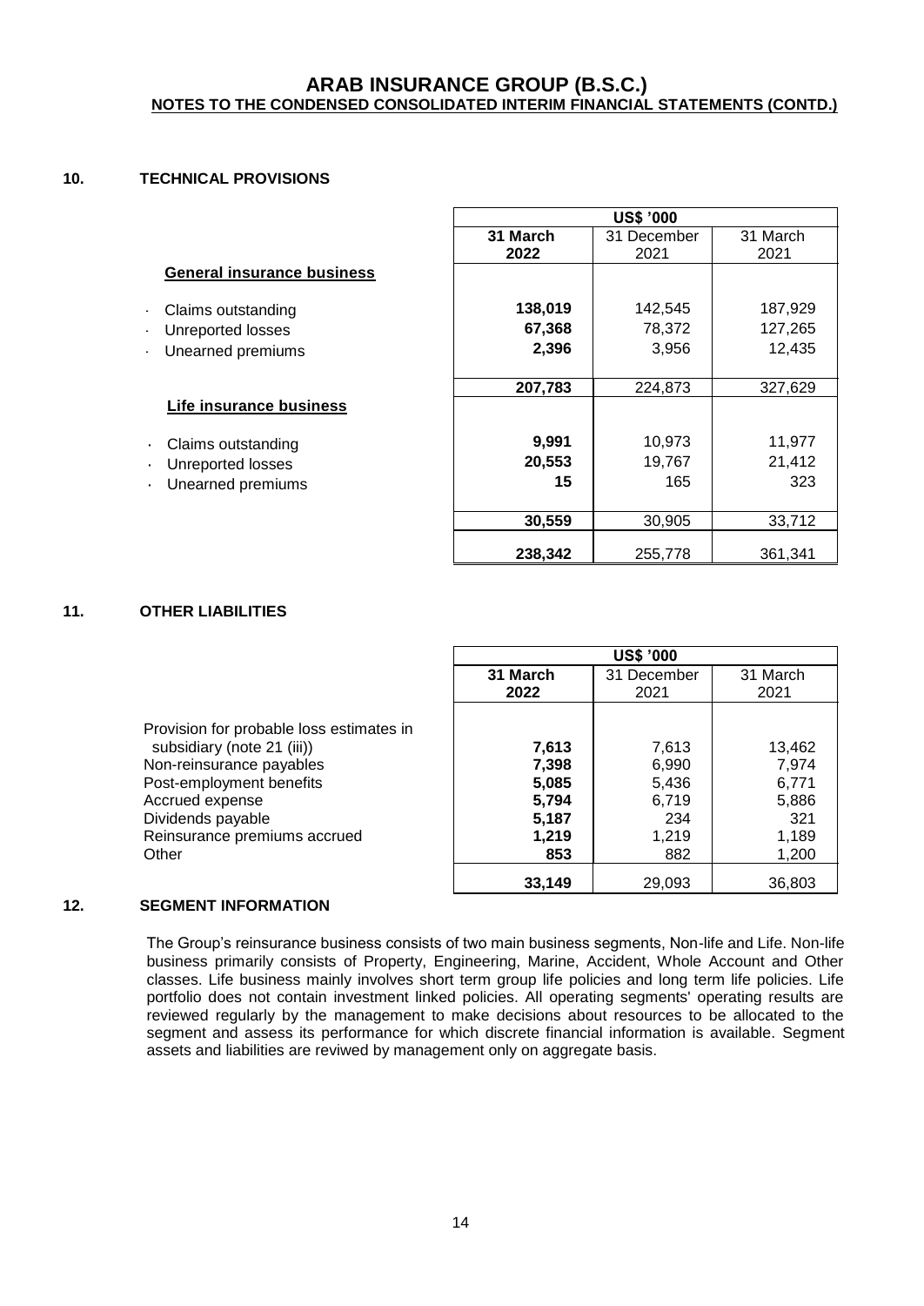## ARAB INSURANCE GROUP (B.S.C.)
**NOTES TO THE CONDENSED CONSOLIDATED INTERIM FINANCIAL STATEMENTS (CONTD.)**

### 10. TECHNICAL PROVISIONS

| | US$ '000 | | |
|---|---|---|---|
| | **31 March 2022** | 31 December 2021 | 31 March 2021 |
| **General insurance business** | | | |
| · Claims outstanding | **138,019** | 142,545 | 187,929 |
| · Unreported losses | **67,368** | 78,372 | 127,265 |
| · Unearned premiums | **2,396** | 3,956 | 12,435 |
| | **207,783** | 224,873 | 327,629 |
| **Life insurance business** | | | |
| · Claims outstanding | **9,991** | 10,973 | 11,977 |
| · Unreported losses | **20,553** | 19,767 | 21,412 |
| · Unearned premiums | **15** | 165 | 323 |
| | **30,559** | 30,905 | 33,712 |
| | **238,342** | 255,778 | 361,341 |

### 11. OTHER LIABILITIES

| | US$ '000 | | |
|---|---|---|---|
| | **31 March 2022** | 31 December 2021 | 31 March 2021 |
| Provision for probable loss estimates in subsidiary (note 21 (iii)) | **7,613** | 7,613 | 13,462 |
| Non-reinsurance payables | **7,398** | 6,990 | 7,974 |
| Post-employment benefits | **5,085** | 5,436 | 6,771 |
| Accrued expense | **5,794** | 6,719 | 5,886 |
| Dividends payable | **5,187** | 234 | 321 |
| Reinsurance premiums accrued | **1,219** | 1,219 | 1,189 |
| Other | **853** | 882 | 1,200 |
| | **33,149** | 29,093 | 36,803 |

### 12. SEGMENT INFORMATION

The Group's reinsurance business consists of two main business segments, Non-life and Life. Non-life business primarily consists of Property, Engineering, Marine, Accident, Whole Account and Other classes. Life business mainly involves short term group life policies and long term life policies. Life portfolio does not contain investment linked policies. All operating segments' operating results are reviewed regularly by the management to make decisions about resources to be allocated to the segment and assess its performance for which discrete financial information is available. Segment assets and liabilities are reviwed by management only on aggregate basis.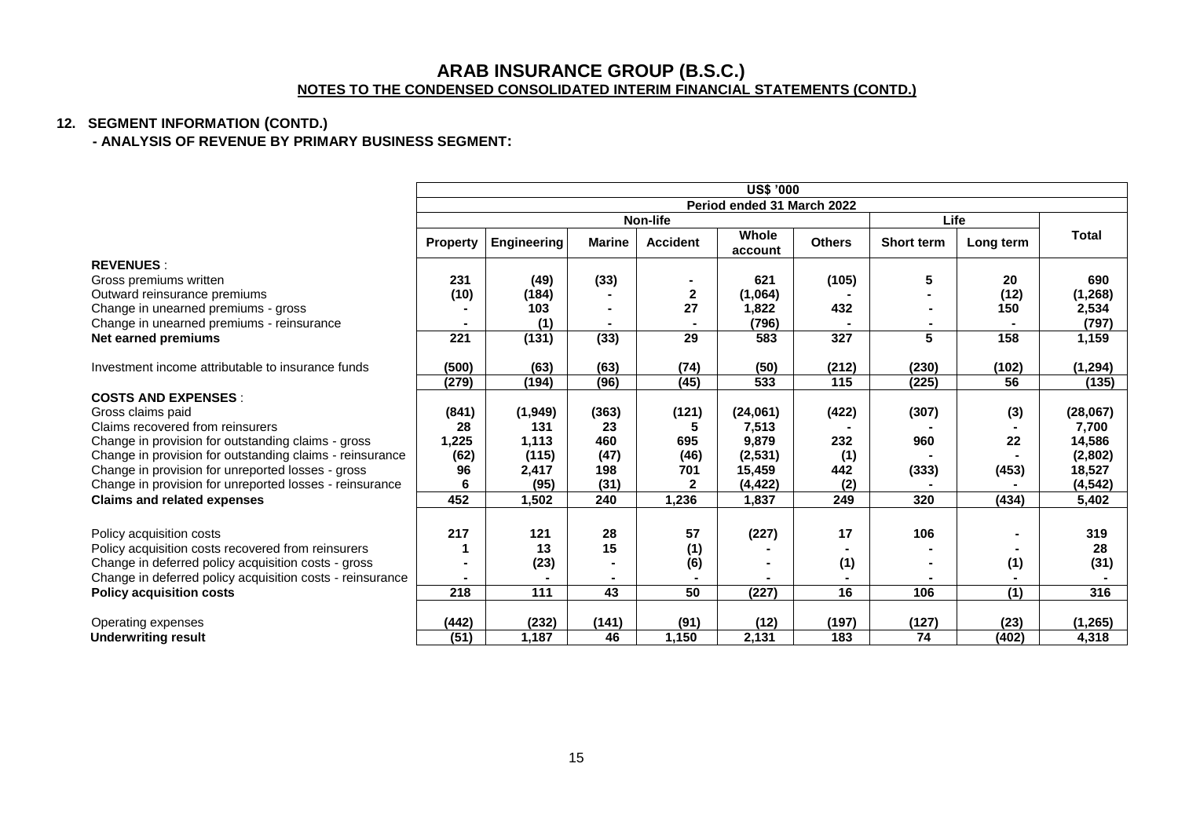# ARAB INSURANCE GROUP (B.S.C.)

**NOTES TO THE CONDENSED CONSOLIDATED INTERIM FINANCIAL STATEMENTS (CONTD.)**

## 12. SEGMENT INFORMATION (CONTD.)

**- ANALYSIS OF REVENUE BY PRIMARY BUSINESS SEGMENT:**

| | US$ '000 | | | | | | | | |
|---|---|---|---|---|---|---|---|---|---|
| | Period ended 31 March 2022 | | | | | | | | |
| | Non-life | | | | | | Life | | |
| | Property | Engineering | Marine | Accident | Whole account | Others | Short term | Long term | Total |
| **REVENUES** : | | | | | | | | | |
| Gross premiums written | 231 | (49) | (33) | - | 621 | (105) | 5 | 20 | 690 |
| Outward reinsurance premiums | (10) | (184) | - | 2 | (1,064) | - | - | (12) | (1,268) |
| Change in unearned premiums - gross | - | 103 | - | 27 | 1,822 | 432 | - | 150 | 2,534 |
| Change in unearned premiums - reinsurance | - | (1) | - | - | (796) | - | - | - | (797) |
| **Net earned premiums** | 221 | (131) | (33) | 29 | 583 | 327 | 5 | 158 | 1,159 |
| Investment income attributable to insurance funds | (500) | (63) | (63) | (74) | (50) | (212) | (230) | (102) | (1,294) |
| | (279) | (194) | (96) | (45) | 533 | 115 | (225) | 56 | (135) |
| **COSTS AND EXPENSES** : | | | | | | | | | |
| Gross claims paid | (841) | (1,949) | (363) | (121) | (24,061) | (422) | (307) | (3) | (28,067) |
| Claims recovered from reinsurers | 28 | 131 | 23 | 5 | 7,513 | - | - | - | 7,700 |
| Change in provision for outstanding claims - gross | 1,225 | 1,113 | 460 | 695 | 9,879 | 232 | 960 | 22 | 14,586 |
| Change in provision for outstanding claims - reinsurance | (62) | (115) | (47) | (46) | (2,531) | (1) | - | - | (2,802) |
| Change in provision for unreported losses - gross | 96 | 2,417 | 198 | 701 | 15,459 | 442 | (333) | (453) | 18,527 |
| Change in provision for unreported losses - reinsurance | 6 | (95) | (31) | 2 | (4,422) | (2) | - | - | (4,542) |
| **Claims and related expenses** | 452 | 1,502 | 240 | 1,236 | 1,837 | 249 | 320 | (434) | 5,402 |
| Policy acquisition costs | 217 | 121 | 28 | 57 | (227) | 17 | 106 | - | 319 |
| Policy acquisition costs recovered from reinsurers | 1 | 13 | 15 | (1) | - | - | - | - | 28 |
| Change in deferred policy acquisition costs - gross | - | (23) | - | (6) | - | (1) | - | (1) | (31) |
| Change in deferred policy acquisition costs - reinsurance | - | - | - | - | - | - | - | - | - |
| **Policy acquisition costs** | 218 | 111 | 43 | 50 | (227) | 16 | 106 | (1) | 316 |
| Operating expenses | (442) | (232) | (141) | (91) | (12) | (197) | (127) | (23) | (1,265) |
| **Underwriting result** | (51) | 1,187 | 46 | 1,150 | 2,131 | 183 | 74 | (402) | 4,318 |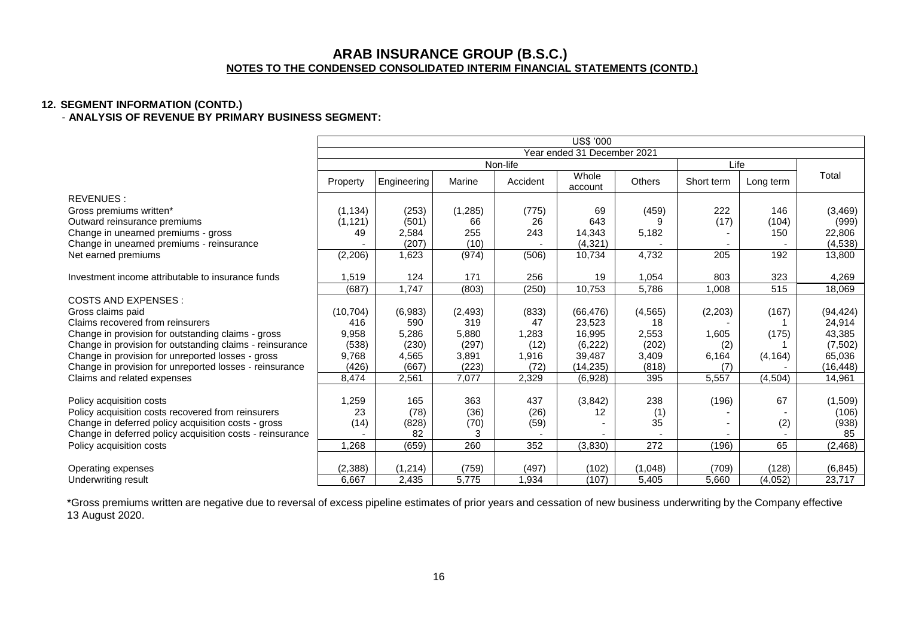# ARAB INSURANCE GROUP (B.S.C.)

## NOTES TO THE CONDENSED CONSOLIDATED INTERIM FINANCIAL STATEMENTS (CONTD.)

### 12. SEGMENT INFORMATION (CONTD.)

**- ANALYSIS OF REVENUE BY PRIMARY BUSINESS SEGMENT:**

| | US$ '000 | | | | | | | | |
|---|---|---|---|---|---|---|---|---|---|
| | Year ended 31 December 2021 | | | | | | | | |
| | Non-life | | | | | | Life | | |
| | Property | Engineering | Marine | Accident | Whole account | Others | Short term | Long term | Total |
| REVENUES : | | | | | | | | | |
| Gross premiums written* | (1,134) | (253) | (1,285) | (775) | 69 | (459) | 222 | 146 | (3,469) |
| Outward reinsurance premiums | (1,121) | (501) | 66 | 26 | 643 | 9 | (17) | (104) | (999) |
| Change in unearned premiums - gross | 49 | 2,584 | 255 | 243 | 14,343 | 5,182 | - | 150 | 22,806 |
| Change in unearned premiums - reinsurance | - | (207) | (10) | - | (4,321) | - | - | - | (4,538) |
| Net earned premiums | (2,206) | 1,623 | (974) | (506) | 10,734 | 4,732 | 205 | 192 | 13,800 |
| Investment income attributable to insurance funds | 1,519 | 124 | 171 | 256 | 19 | 1,054 | 803 | 323 | 4,269 |
| | (687) | 1,747 | (803) | (250) | 10,753 | 5,786 | 1,008 | 515 | 18,069 |
| COSTS AND EXPENSES : | | | | | | | | | |
| Gross claims paid | (10,704) | (6,983) | (2,493) | (833) | (66,476) | (4,565) | (2,203) | (167) | (94,424) |
| Claims recovered from reinsurers | 416 | 590 | 319 | 47 | 23,523 | 18 | - | 1 | 24,914 |
| Change in provision for outstanding claims - gross | 9,958 | 5,286 | 5,880 | 1,283 | 16,995 | 2,553 | 1,605 | (175) | 43,385 |
| Change in provision for outstanding claims - reinsurance | (538) | (230) | (297) | (12) | (6,222) | (202) | (2) | 1 | (7,502) |
| Change in provision for unreported losses - gross | 9,768 | 4,565 | 3,891 | 1,916 | 39,487 | 3,409 | 6,164 | (4,164) | 65,036 |
| Change in provision for unreported losses - reinsurance | (426) | (667) | (223) | (72) | (14,235) | (818) | (7) | - | (16,448) |
| Claims and related expenses | 8,474 | 2,561 | 7,077 | 2,329 | (6,928) | 395 | 5,557 | (4,504) | 14,961 |
| Policy acquisition costs | 1,259 | 165 | 363 | 437 | (3,842) | 238 | (196) | 67 | (1,509) |
| Policy acquisition costs recovered from reinsurers | 23 | (78) | (36) | (26) | 12 | (1) | - | - | (106) |
| Change in deferred policy acquisition costs - gross | (14) | (828) | (70) | (59) | - | 35 | - | (2) | (938) |
| Change in deferred policy acquisition costs - reinsurance | - | 82 | 3 | - | - | - | - | - | 85 |
| Policy acquisition costs | 1,268 | (659) | 260 | 352 | (3,830) | 272 | (196) | 65 | (2,468) |
| Operating expenses | (2,388) | (1,214) | (759) | (497) | (102) | (1,048) | (709) | (128) | (6,845) |
| Underwriting result | 6,667 | 2,435 | 5,775 | 1,934 | (107) | 5,405 | 5,660 | (4,052) | 23,717 |

*Gross premiums written are negative due to reversal of excess pipeline estimates of prior years and cessation of new business underwriting by the Company effective 13 August 2020.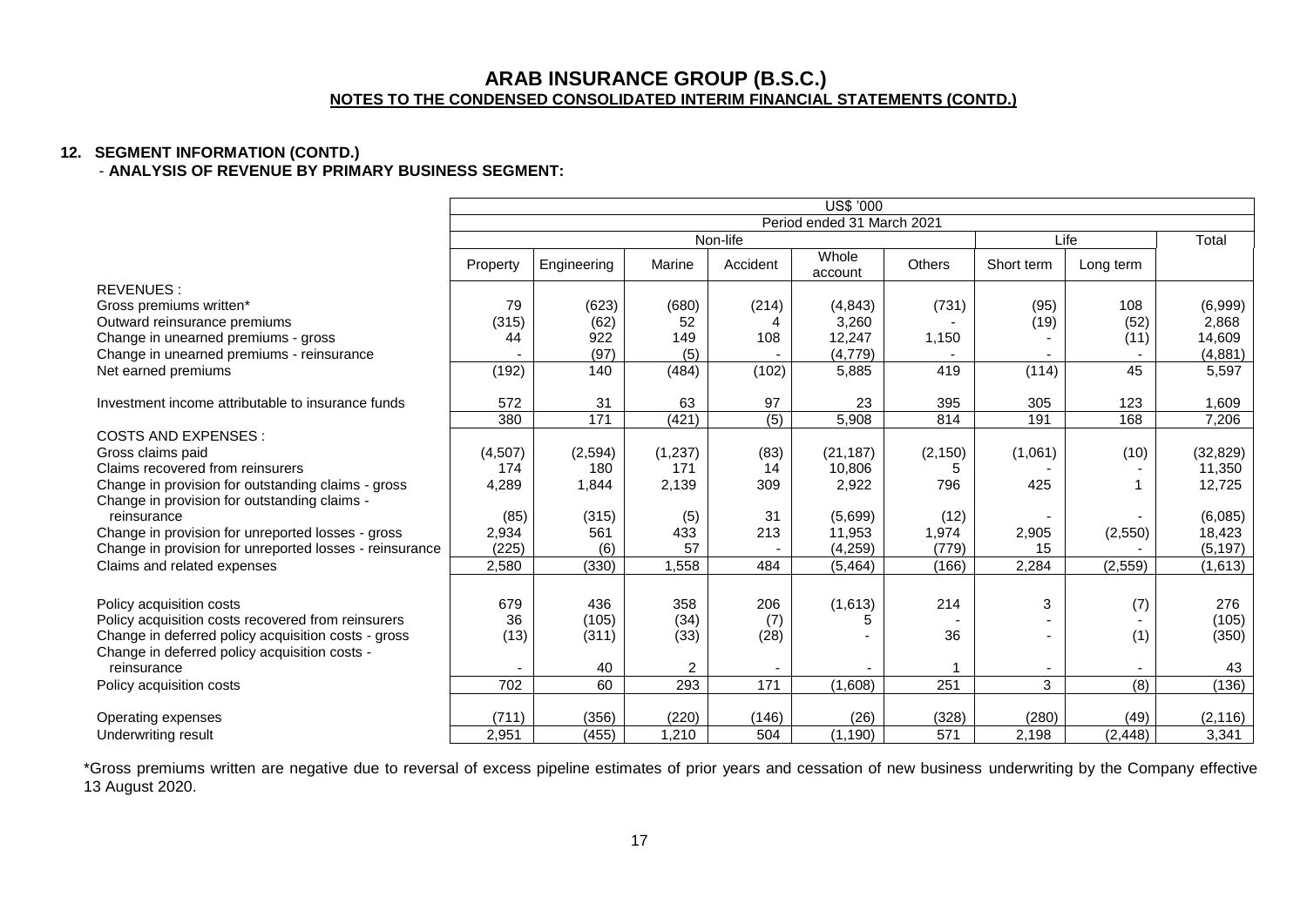# ARAB INSURANCE GROUP (B.S.C.)

**NOTES TO THE CONDENSED CONSOLIDATED INTERIM FINANCIAL STATEMENTS (CONTD.)**

## 12. SEGMENT INFORMATION (CONTD.)

**- ANALYSIS OF REVENUE BY PRIMARY BUSINESS SEGMENT:**

| | US$ '000 | | | | | | | | |
|---|---|---|---|---|---|---|---|---|---|
| | Period ended 31 March 2021 | | | | | | | | |
| | Non-life | | | | | | Life | | Total |
| | Property | Engineering | Marine | Accident | Whole account | Others | Short term | Long term | |
| REVENUES : | | | | | | | | | |
| Gross premiums written* | 79 | (623) | (680) | (214) | (4,843) | (731) | (95) | 108 | (6,999) |
| Outward reinsurance premiums | (315) | (62) | 52 | 4 | 3,260 | - | (19) | (52) | 2,868 |
| Change in unearned premiums - gross | 44 | 922 | 149 | 108 | 12,247 | 1,150 | - | (11) | 14,609 |
| Change in unearned premiums - reinsurance | - | (97) | (5) | - | (4,779) | - | - | - | (4,881) |
| Net earned premiums | (192) | 140 | (484) | (102) | 5,885 | 419 | (114) | 45 | 5,597 |
| Investment income attributable to insurance funds | 572 | 31 | 63 | 97 | 23 | 395 | 305 | 123 | 1,609 |
| | 380 | 171 | (421) | (5) | 5,908 | 814 | 191 | 168 | 7,206 |
| COSTS AND EXPENSES : | | | | | | | | | |
| Gross claims paid | (4,507) | (2,594) | (1,237) | (83) | (21,187) | (2,150) | (1,061) | (10) | (32,829) |
| Claims recovered from reinsurers | 174 | 180 | 171 | 14 | 10,806 | 5 | - | - | 11,350 |
| Change in provision for outstanding claims - gross | 4,289 | 1,844 | 2,139 | 309 | 2,922 | 796 | 425 | 1 | 12,725 |
| Change in provision for outstanding claims - reinsurance | (85) | (315) | (5) | 31 | (5,699) | (12) | - | - | (6,085) |
| Change in provision for unreported losses - gross | 2,934 | 561 | 433 | 213 | 11,953 | 1,974 | 2,905 | (2,550) | 18,423 |
| Change in provision for unreported losses - reinsurance | (225) | (6) | 57 | - | (4,259) | (779) | 15 | - | (5,197) |
| Claims and related expenses | 2,580 | (330) | 1,558 | 484 | (5,464) | (166) | 2,284 | (2,559) | (1,613) |
| Policy acquisition costs | 679 | 436 | 358 | 206 | (1,613) | 214 | 3 | (7) | 276 |
| Policy acquisition costs recovered from reinsurers | 36 | (105) | (34) | (7) | 5 | - | - | - | (105) |
| Change in deferred policy acquisition costs - gross | (13) | (311) | (33) | (28) | - | 36 | - | (1) | (350) |
| Change in deferred policy acquisition costs - reinsurance | - | 40 | 2 | - | - | 1 | - | - | 43 |
| Policy acquisition costs | 702 | 60 | 293 | 171 | (1,608) | 251 | 3 | (8) | (136) |
| Operating expenses | (711) | (356) | (220) | (146) | (26) | (328) | (280) | (49) | (2,116) |
| Underwriting result | 2,951 | (455) | 1,210 | 504 | (1,190) | 571 | 2,198 | (2,448) | 3,341 |

*Gross premiums written are negative due to reversal of excess pipeline estimates of prior years and cessation of new business underwriting by the Company effective 13 August 2020.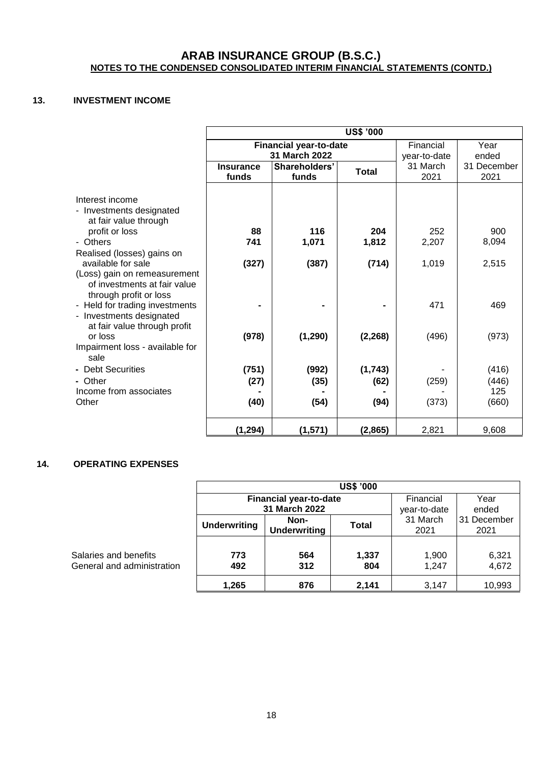# ARAB INSURANCE GROUP (B.S.C.)

**NOTES TO THE CONDENSED CONSOLIDATED INTERIM FINANCIAL STATEMENTS (CONTD.)**

## 13. INVESTMENT INCOME

| | US$ '000 | | | | |
|---|---|---|---|---|---|
| | **Financial year-to-date 31 March 2022** | | | Financial year-to-date | Year ended |
| | **Insurance funds** | **Shareholders' funds** | **Total** | 31 March 2021 | 31 December 2021 |
| Interest income | | | | | |
| - Investments designated at fair value through profit or loss | **88** | **116** | **204** | 252 | 900 |
| - Others | **741** | **1,071** | **1,812** | 2,207 | 8,094 |
| Realised (losses) gains on available for sale | **(327)** | **(387)** | **(714)** | 1,019 | 2,515 |
| (Loss) gain on remeasurement of investments at fair value through profit or loss | | | | | |
| - Held for trading investments | **-** | **-** | **-** | 471 | 469 |
| - Investments designated at fair value through profit or loss | **(978)** | **(1,290)** | **(2,268)** | (496) | (973) |
| Impairment loss - available for sale | | | | | |
| - Debt Securities | **(751)** | **(992)** | **(1,743)** | - | (416) |
| - Other | **(27)** | **(35)** | **(62)** | (259) | (446) |
| Income from associates | **-** | **-** | **-** | - | 125 |
| Other | **(40)** | **(54)** | **(94)** | (373) | (660) |
| | **(1,294)** | **(1,571)** | **(2,865)** | 2,821 | 9,608 |

## 14. OPERATING EXPENSES

| | US$ '000 | | | | |
|---|---|---|---|---|---|
| | **Financial year-to-date 31 March 2022** | | | Financial year-to-date | Year ended |
| | **Underwriting** | **Non-Underwriting** | **Total** | 31 March 2021 | 31 December 2021 |
| Salaries and benefits | **773** | **564** | **1,337** | 1,900 | 6,321 |
| General and administration | **492** | **312** | **804** | 1,247 | 4,672 |
| | **1,265** | **876** | **2,141** | 3,147 | 10,993 |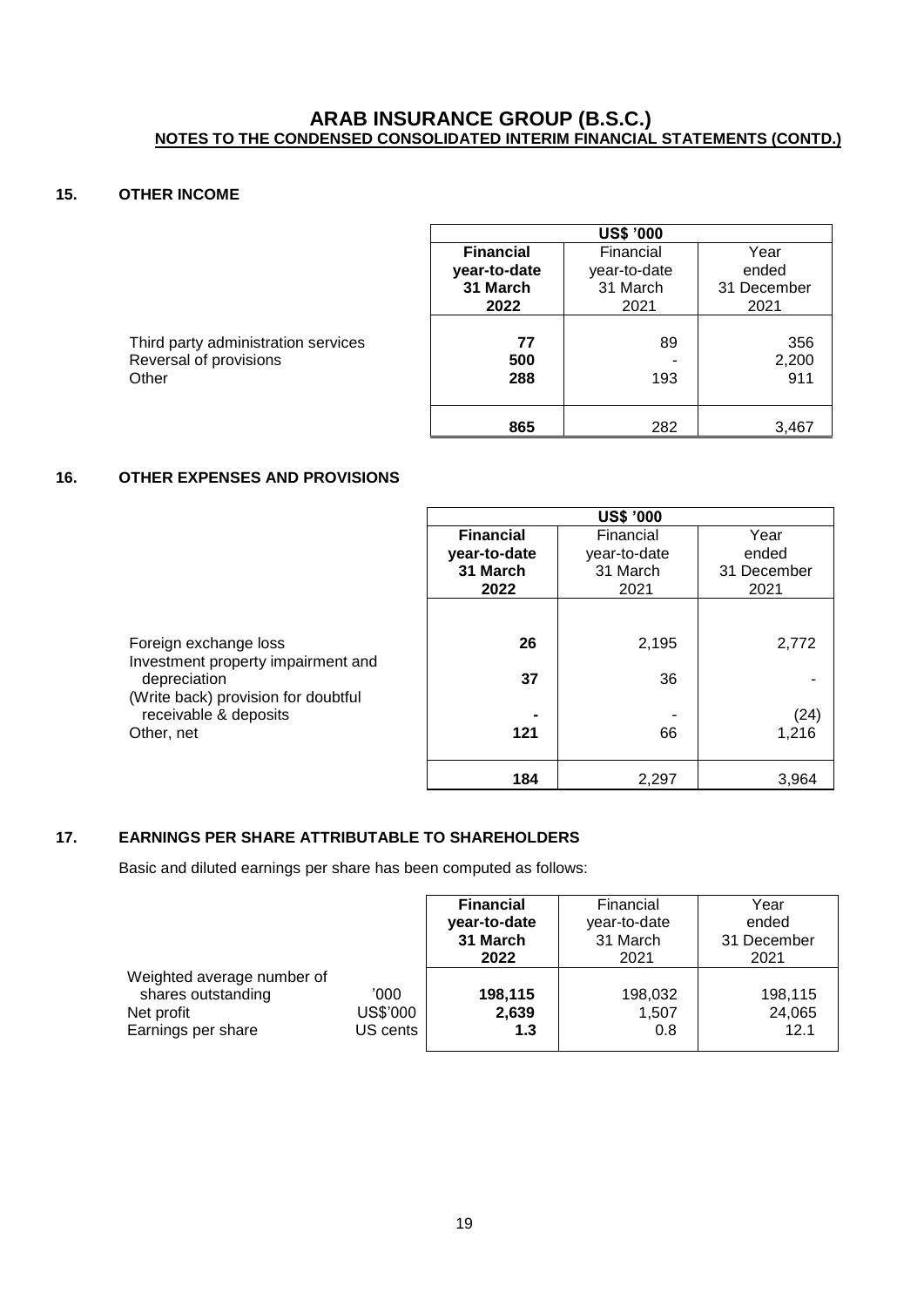# ARAB INSURANCE GROUP (B.S.C.)

**NOTES TO THE CONDENSED CONSOLIDATED INTERIM FINANCIAL STATEMENTS (CONTD.)**

## 15. OTHER INCOME

| | US$ '000 | | |
|---|---|---|---|
| | **Financial year-to-date 31 March 2022** | Financial year-to-date 31 March 2021 | Year ended 31 December 2021 |
| Third party administration services | **77** | 89 | 356 |
| Reversal of provisions | **500** | - | 2,200 |
| Other | **288** | 193 | 911 |
| | **865** | 282 | 3,467 |

## 16. OTHER EXPENSES AND PROVISIONS

| | US$ '000 | | |
|---|---|---|---|
| | **Financial year-to-date 31 March 2022** | Financial year-to-date 31 March 2021 | Year ended 31 December 2021 |
| Foreign exchange loss | **26** | 2,195 | 2,772 |
| Investment property impairment and depreciation | **37** | 36 | - |
| (Write back) provision for doubtful receivable & deposits | **-** | - | (24) |
| Other, net | **121** | 66 | 1,216 |
| | **184** | 2,297 | 3,964 |

## 17. EARNINGS PER SHARE ATTRIBUTABLE TO SHAREHOLDERS

Basic and diluted earnings per share has been computed as follows:

| | | **Financial year-to-date 31 March 2022** | Financial year-to-date 31 March 2021 | Year ended 31 December 2021 |
|---|---|---|---|---|
| Weighted average number of shares outstanding | '000 | **198,115** | 198,032 | 198,115 |
| Net profit | US$'000 | **2,639** | 1,507 | 24,065 |
| Earnings per share | US cents | **1.3** | 0.8 | 12.1 |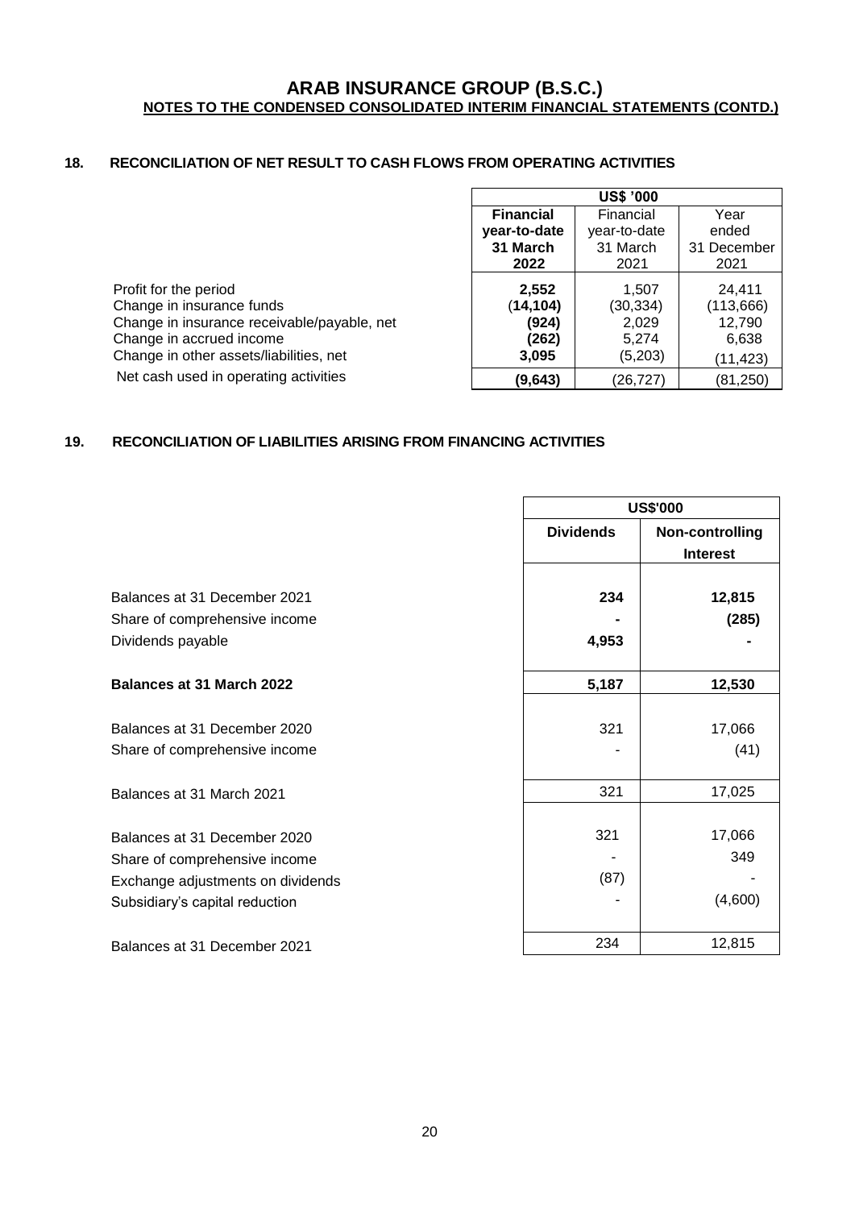# ARAB INSURANCE GROUP (B.S.C.)

**NOTES TO THE CONDENSED CONSOLIDATED INTERIM FINANCIAL STATEMENTS (CONTD.)**

## 18. RECONCILIATION OF NET RESULT TO CASH FLOWS FROM OPERATING ACTIVITIES

| | US$ '000 | | |
|---|---|---|---|
| | **Financial year-to-date 31 March 2022** | Financial year-to-date 31 March 2021 | Year ended 31 December 2021 |
| Profit for the period | **2,552** | 1,507 | 24,411 |
| Change in insurance funds | **(14,104)** | (30,334) | (113,666) |
| Change in insurance receivable/payable, net | **(924)** | 2,029 | 12,790 |
| Change in accrued income | **(262)** | 5,274 | 6,638 |
| Change in other assets/liabilities, net | **3,095** | (5,203) | (11,423) |
| Net cash used in operating activities | **(9,643)** | (26,727) | (81,250) |

## 19. RECONCILIATION OF LIABILITIES ARISING FROM FINANCING ACTIVITIES

| | US$'000 | |
|---|---|---|
| | **Dividends** | **Non-controlling Interest** |
| Balances at 31 December 2021 | **234** | **12,815** |
| Share of comprehensive income | **-** | **(285)** |
| Dividends payable | **4,953** | **-** |
| **Balances at 31 March 2022** | **5,187** | **12,530** |
| Balances at 31 December 2020 | 321 | 17,066 |
| Share of comprehensive income | - | (41) |
| Balances at 31 March 2021 | 321 | 17,025 |
| Balances at 31 December 2020 | 321 | 17,066 |
| Share of comprehensive income | - | 349 |
| Exchange adjustments on dividends | (87) | - |
| Subsidiary's capital reduction | - | (4,600) |
| Balances at 31 December 2021 | 234 | 12,815 |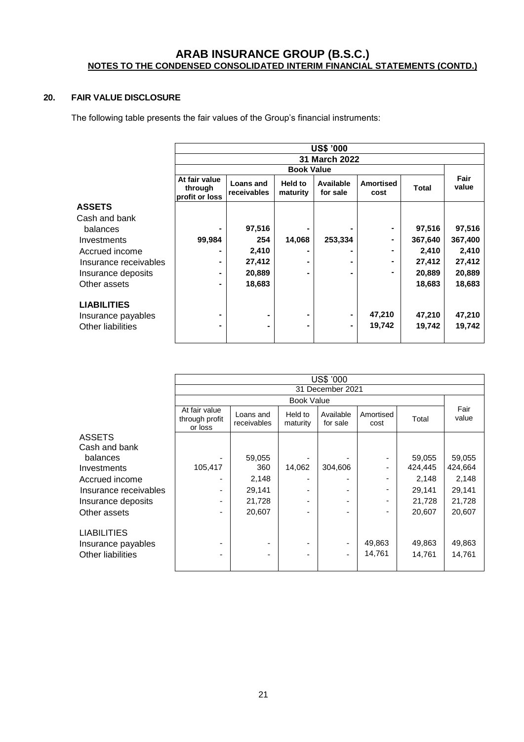# ARAB INSURANCE GROUP (B.S.C.)

**NOTES TO THE CONDENSED CONSOLIDATED INTERIM FINANCIAL STATEMENTS (CONTD.)**

## 20. FAIR VALUE DISCLOSURE

The following table presents the fair values of the Group's financial instruments:

| | US$ '000 | | | | | | |
|---|---|---|---|---|---|---|---|
| | 31 March 2022 | | | | | | |
| | Book Value | | | | | | Fair value |
| | At fair value through profit or loss | Loans and receivables | Held to maturity | Available for sale | Amortised cost | Total | |
| **ASSETS** | | | | | | | |
| Cash and bank balances | - | 97,516 | - | - | - | 97,516 | 97,516 |
| Investments | 99,984 | 254 | 14,068 | 253,334 | - | 367,640 | 367,400 |
| Accrued income | - | 2,410 | - | - | - | 2,410 | 2,410 |
| Insurance receivables | - | 27,412 | - | - | - | 27,412 | 27,412 |
| Insurance deposits | - | 20,889 | - | - | - | 20,889 | 20,889 |
| Other assets | - | 18,683 | | | | 18,683 | 18,683 |
| **LIABILITIES** | | | | | | | |
| Insurance payables | - | - | - | - | 47,210 | 47,210 | 47,210 |
| Other liabilities | - | - | - | - | 19,742 | 19,742 | 19,742 |

| | US$ '000 | | | | | | |
|---|---|---|---|---|---|---|---|
| | 31 December 2021 | | | | | | |
| | Book Value | | | | | | Fair value |
| | At fair value through profit or loss | Loans and receivables | Held to maturity | Available for sale | Amortised cost | Total | |
| ASSETS | | | | | | | |
| Cash and bank balances | - | 59,055 | - | - | - | 59,055 | 59,055 |
| Investments | 105,417 | 360 | 14,062 | 304,606 | - | 424,445 | 424,664 |
| Accrued income | - | 2,148 | - | - | - | 2,148 | 2,148 |
| Insurance receivables | - | 29,141 | - | - | - | 29,141 | 29,141 |
| Insurance deposits | - | 21,728 | - | - | - | 21,728 | 21,728 |
| Other assets | - | 20,607 | - | - | - | 20,607 | 20,607 |
| LIABILITIES | | | | | | | |
| Insurance payables | - | - | - | - | 49,863 | 49,863 | 49,863 |
| Other liabilities | - | - | - | - | 14,761 | 14,761 | 14,761 |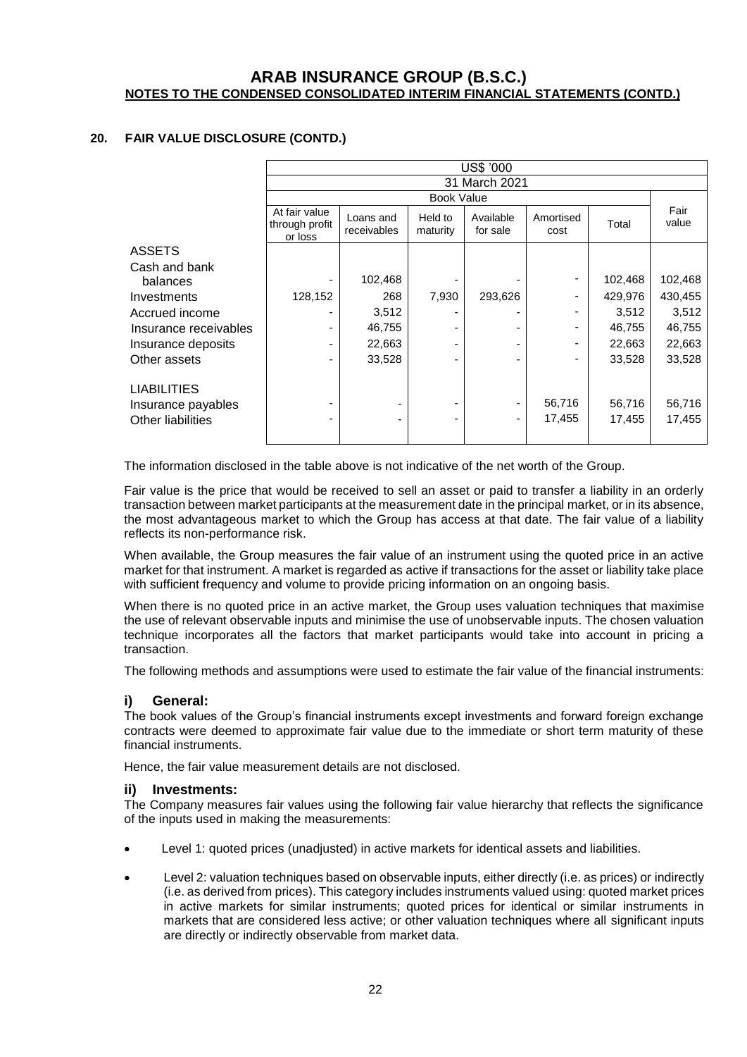## 20. FAIR VALUE DISCLOSURE (CONTD.)

| | US$ '000 | | | | | | |
|---|---|---|---|---|---|---|---|
| | 31 March 2021 | | | | | | |
| | Book Value | | | | | | |
| | At fair value through profit or loss | Loans and receivables | Held to maturity | Available for sale | Amortised cost | Total | Fair value |
| **ASSETS** | | | | | | | |
| Cash and bank balances | - | 102,468 | - | - | - | 102,468 | 102,468 |
| Investments | 128,152 | 268 | 7,930 | 293,626 | - | 429,976 | 430,455 |
| Accrued income | - | 3,512 | - | - | - | 3,512 | 3,512 |
| Insurance receivables | - | 46,755 | - | - | - | 46,755 | 46,755 |
| Insurance deposits | - | 22,663 | - | - | - | 22,663 | 22,663 |
| Other assets | - | 33,528 | - | - | - | 33,528 | 33,528 |
| **LIABILITIES** | | | | | | | |
| Insurance payables | - | - | - | - | 56,716 | 56,716 | 56,716 |
| Other liabilities | - | - | - | - | 17,455 | 17,455 | 17,455 |

The information disclosed in the table above is not indicative of the net worth of the Group.

Fair value is the price that would be received to sell an asset or paid to transfer a liability in an orderly transaction between market participants at the measurement date in the principal market, or in its absence, the most advantageous market to which the Group has access at that date. The fair value of a liability reflects its non-performance risk.

When available, the Group measures the fair value of an instrument using the quoted price in an active market for that instrument. A market is regarded as active if transactions for the asset or liability take place with sufficient frequency and volume to provide pricing information on an ongoing basis.

When there is no quoted price in an active market, the Group uses valuation techniques that maximise the use of relevant observable inputs and minimise the use of unobservable inputs. The chosen valuation technique incorporates all the factors that market participants would take into account in pricing a transaction.

The following methods and assumptions were used to estimate the fair value of the financial instruments:

### i) General:

The book values of the Group's financial instruments except investments and forward foreign exchange contracts were deemed to approximate fair value due to the immediate or short term maturity of these financial instruments.

Hence, the fair value measurement details are not disclosed.

### ii) Investments:

The Company measures fair values using the following fair value hierarchy that reflects the significance of the inputs used in making the measurements:

- Level 1: quoted prices (unadjusted) in active markets for identical assets and liabilities.
- Level 2: valuation techniques based on observable inputs, either directly (i.e. as prices) or indirectly (i.e. as derived from prices). This category includes instruments valued using: quoted market prices in active markets for similar instruments; quoted prices for identical or similar instruments in markets that are considered less active; or other valuation techniques where all significant inputs are directly or indirectly observable from market data.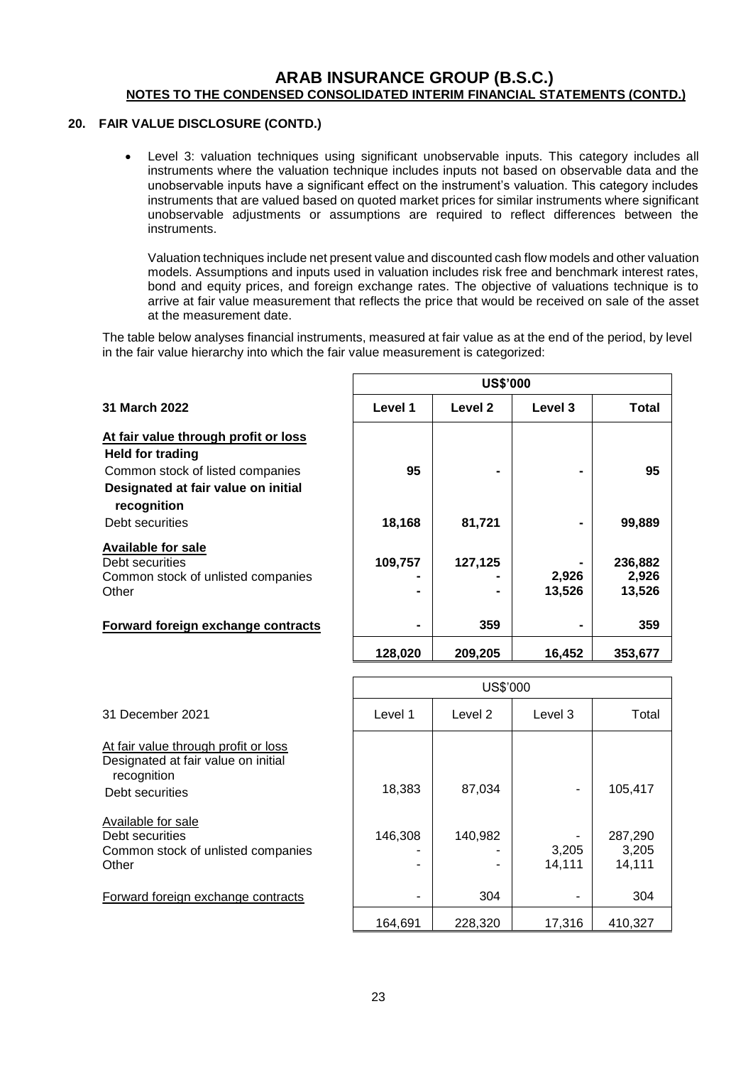# ARAB INSURANCE GROUP (B.S.C.)
## NOTES TO THE CONDENSED CONSOLIDATED INTERIM FINANCIAL STATEMENTS (CONTD.)

### 20. FAIR VALUE DISCLOSURE (CONTD.)

- Level 3: valuation techniques using significant unobservable inputs. This category includes all instruments where the valuation technique includes inputs not based on observable data and the unobservable inputs have a significant effect on the instrument's valuation. This category includes instruments that are valued based on quoted market prices for similar instruments where significant unobservable adjustments or assumptions are required to reflect differences between the instruments.

  Valuation techniques include net present value and discounted cash flow models and other valuation models. Assumptions and inputs used in valuation includes risk free and benchmark interest rates, bond and equity prices, and foreign exchange rates. The objective of valuations technique is to arrive at fair value measurement that reflects the price that would be received on sale of the asset at the measurement date.

The table below analyses financial instruments, measured at fair value as at the end of the period, by level in the fair value hierarchy into which the fair value measurement is categorized:

| | US$'000 | | | |
|---|---|---|---|---|
| **31 March 2022** | **Level 1** | **Level 2** | **Level 3** | **Total** |
| **At fair value through profit or loss** | | | | |
| **Held for trading** | | | | |
| Common stock of listed companies | **95** | **-** | **-** | **95** |
| **Designated at fair value on initial recognition** | | | | |
| Debt securities | **18,168** | **81,721** | **-** | **99,889** |
| **Available for sale** | | | | |
| Debt securities | **109,757** | **127,125** | **-** | **236,882** |
| Common stock of unlisted companies | **-** | **-** | **2,926** | **2,926** |
| Other | **-** | **-** | **13,526** | **13,526** |
| **Forward foreign exchange contracts** | **-** | **359** | **-** | **359** |
| | **128,020** | **209,205** | **16,452** | **353,677** |

| | US$'000 | | | |
|---|---|---|---|---|
| 31 December 2021 | Level 1 | Level 2 | Level 3 | Total |
| At fair value through profit or loss | | | | |
| Designated at fair value on initial recognition | | | | |
| Debt securities | 18,383 | 87,034 | - | 105,417 |
| Available for sale | | | | |
| Debt securities | 146,308 | 140,982 | - | 287,290 |
| Common stock of unlisted companies | - | - | 3,205 | 3,205 |
| Other | - | - | 14,111 | 14,111 |
| Forward foreign exchange contracts | - | 304 | - | 304 |
| | 164,691 | 228,320 | 17,316 | 410,327 |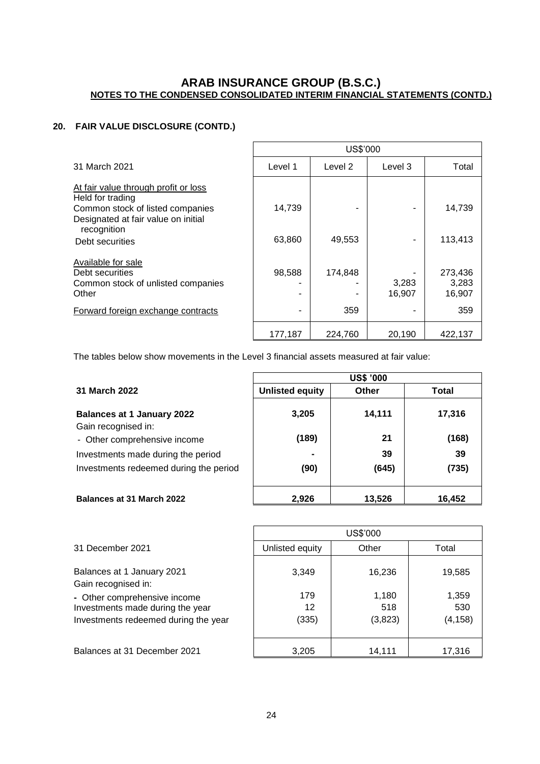## ARAB INSURANCE GROUP (B.S.C.)

**NOTES TO THE CONDENSED CONSOLIDATED INTERIM FINANCIAL STATEMENTS (CONTD.)**

### 20. FAIR VALUE DISCLOSURE (CONTD.)

| | US$'000 | | | |
|---|---|---|---|---|
| 31 March 2021 | Level 1 | Level 2 | Level 3 | Total |
| At fair value through profit or loss | | | | |
| Held for trading | | | | |
| Common stock of listed companies | 14,739 | - | - | 14,739 |
| Designated at fair value on initial recognition | | | | |
| Debt securities | 63,860 | 49,553 | - | 113,413 |
| Available for sale | | | | |
| Debt securities | 98,588 | 174,848 | - | 273,436 |
| Common stock of unlisted companies | - | - | 3,283 | 3,283 |
| Other | - | - | 16,907 | 16,907 |
| Forward foreign exchange contracts | - | 359 | - | 359 |
| | 177,187 | 224,760 | 20,190 | 422,137 |

The tables below show movements in the Level 3 financial assets measured at fair value:

| | **US$ '000** | | |
|---|---|---|---|
| **31 March 2022** | **Unlisted equity** | **Other** | **Total** |
| **Balances at 1 January 2022** | **3,205** | **14,111** | **17,316** |
| Gain recognised in: | | | |
| - Other comprehensive income | **(189)** | **21** | **(168)** |
| Investments made during the period | **-** | **39** | **39** |
| Investments redeemed during the period | **(90)** | **(645)** | **(735)** |
| **Balances at 31 March 2022** | **2,926** | **13,526** | **16,452** |

| | US$'000 | | |
|---|---|---|---|
| 31 December 2021 | Unlisted equity | Other | Total |
| Balances at 1 January 2021 | 3,349 | 16,236 | 19,585 |
| Gain recognised in: | | | |
| - Other comprehensive income | 179 | 1,180 | 1,359 |
| Investments made during the year | 12 | 518 | 530 |
| Investments redeemed during the year | (335) | (3,823) | (4,158) |
| Balances at 31 December 2021 | 3,205 | 14,111 | 17,316 |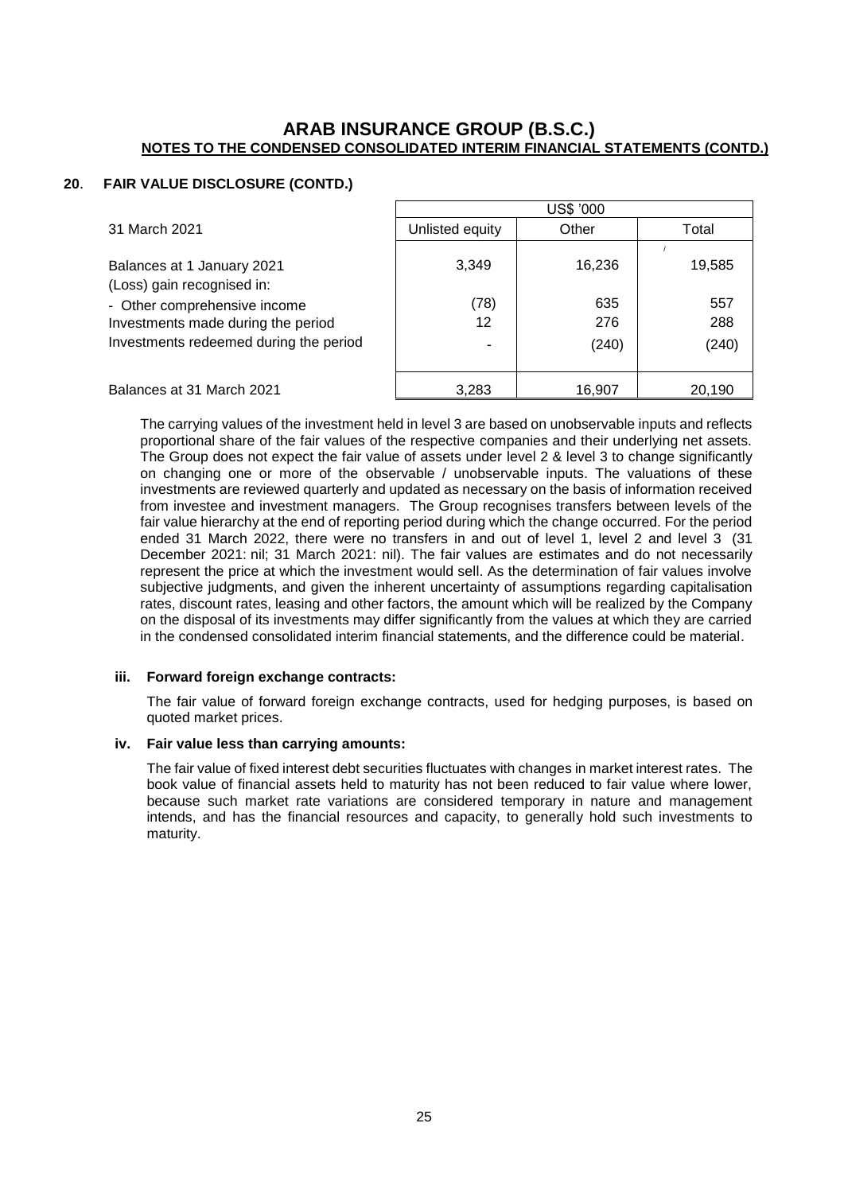## ARAB INSURANCE GROUP (B.S.C.)

**NOTES TO THE CONDENSED CONSOLIDATED INTERIM FINANCIAL STATEMENTS (CONTD.)**

### 20. FAIR VALUE DISCLOSURE (CONTD.)

| | US$ '000 | | |
|---|---|---|---|
| 31 March 2021 | Unlisted equity | Other | Total |
| Balances at 1 January 2021 | 3,349 | 16,236 | 19,585 |
| (Loss) gain recognised in: | | | |
| - Other comprehensive income | (78) | 635 | 557 |
| Investments made during the period | 12 | 276 | 288 |
| Investments redeemed during the period | - | (240) | (240) |
| Balances at 31 March 2021 | 3,283 | 16,907 | 20,190 |

The carrying values of the investment held in level 3 are based on unobservable inputs and reflects proportional share of the fair values of the respective companies and their underlying net assets. The Group does not expect the fair value of assets under level 2 & level 3 to change significantly on changing one or more of the observable / unobservable inputs. The valuations of these investments are reviewed quarterly and updated as necessary on the basis of information received from investee and investment managers. The Group recognises transfers between levels of the fair value hierarchy at the end of reporting period during which the change occurred. For the period ended 31 March 2022, there were no transfers in and out of level 1, level 2 and level 3 (31 December 2021: nil; 31 March 2021: nil). The fair values are estimates and do not necessarily represent the price at which the investment would sell. As the determination of fair values involve subjective judgments, and given the inherent uncertainty of assumptions regarding capitalisation rates, discount rates, leasing and other factors, the amount which will be realized by the Company on the disposal of its investments may differ significantly from the values at which they are carried in the condensed consolidated interim financial statements, and the difference could be material.

#### iii. Forward foreign exchange contracts:

The fair value of forward foreign exchange contracts, used for hedging purposes, is based on quoted market prices.

#### iv. Fair value less than carrying amounts:

The fair value of fixed interest debt securities fluctuates with changes in market interest rates. The book value of financial assets held to maturity has not been reduced to fair value where lower, because such market rate variations are considered temporary in nature and management intends, and has the financial resources and capacity, to generally hold such investments to maturity.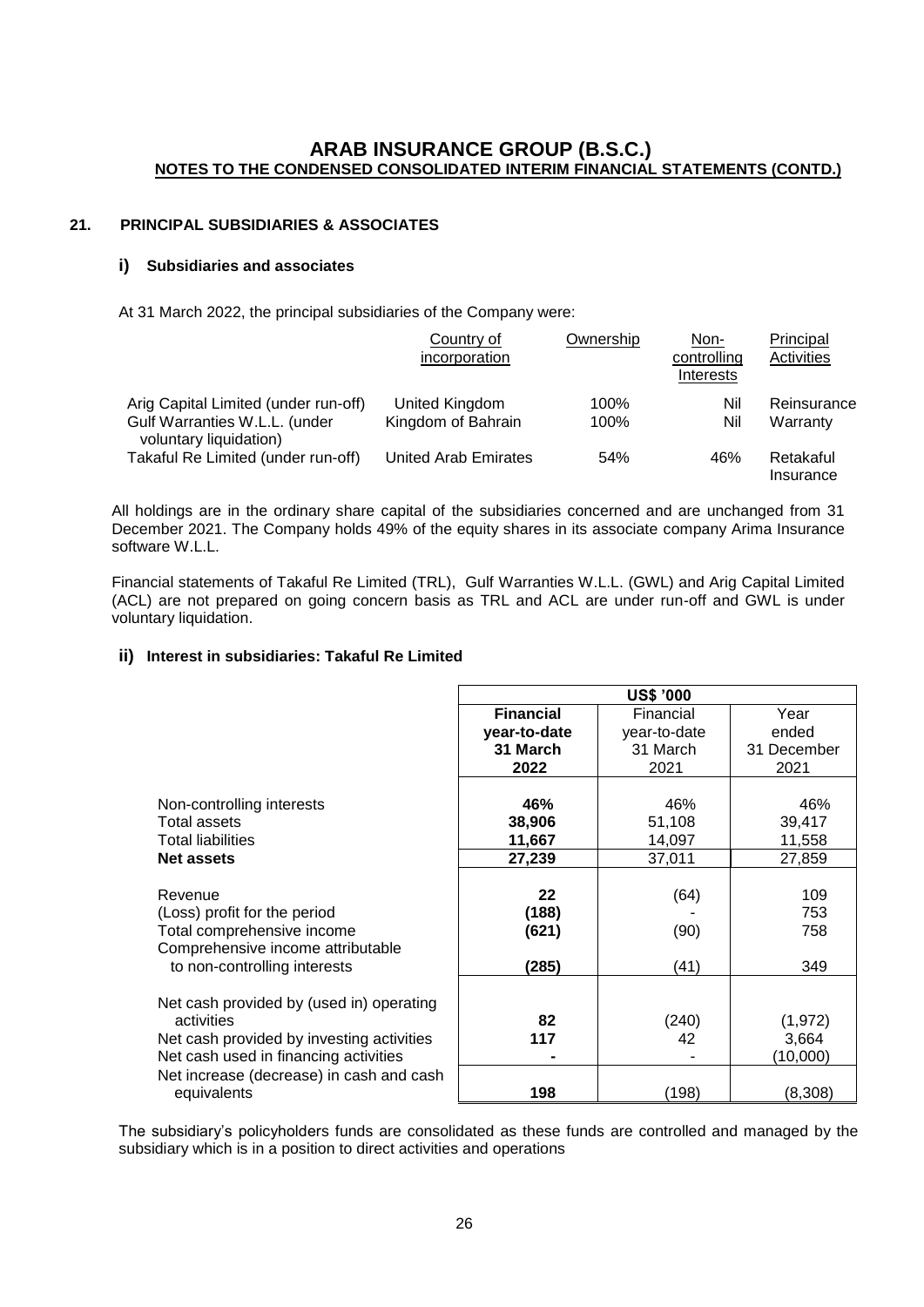# ARAB INSURANCE GROUP (B.S.C.)
## NOTES TO THE CONDENSED CONSOLIDATED INTERIM FINANCIAL STATEMENTS (CONTD.)

### 21. PRINCIPAL SUBSIDIARIES & ASSOCIATES

#### i) Subsidiaries and associates

At 31 March 2022, the principal subsidiaries of the Company were:

| | Country of incorporation | Ownership | Non-controlling Interests | Principal Activities |
|---|---|---|---|---|
| Arig Capital Limited (under run-off) | United Kingdom | 100% | Nil | Reinsurance |
| Gulf Warranties W.L.L. (under voluntary liquidation) | Kingdom of Bahrain | 100% | Nil | Warranty |
| Takaful Re Limited (under run-off) | United Arab Emirates | 54% | 46% | Retakaful Insurance |

All holdings are in the ordinary share capital of the subsidiaries concerned and are unchanged from 31 December 2021. The Company holds 49% of the equity shares in its associate company Arima Insurance software W.L.L.

Financial statements of Takaful Re Limited (TRL), Gulf Warranties W.L.L. (GWL) and Arig Capital Limited (ACL) are not prepared on going concern basis as TRL and ACL are under run-off and GWL is under voluntary liquidation.

#### ii) Interest in subsidiaries: Takaful Re Limited

| | US$ '000 | | |
|---|---|---|---|
| | **Financial year-to-date 31 March 2022** | Financial year-to-date 31 March 2021 | Year ended 31 December 2021 |
| Non-controlling interests | **46%** | 46% | 46% |
| Total assets | **38,906** | 51,108 | 39,417 |
| Total liabilities | **11,667** | 14,097 | 11,558 |
| **Net assets** | **27,239** | 37,011 | 27,859 |
| Revenue | **22** | (64) | 109 |
| (Loss) profit for the period | **(188)** | - | 753 |
| Total comprehensive income | **(621)** | (90) | 758 |
| Comprehensive income attributable to non-controlling interests | **(285)** | (41) | 349 |
| Net cash provided by (used in) operating activities | **82** | (240) | (1,972) |
| Net cash provided by investing activities | **117** | 42 | 3,664 |
| Net cash used in financing activities | **-** | - | (10,000) |
| Net increase (decrease) in cash and cash equivalents | **198** | (198) | (8,308) |

The subsidiary's policyholders funds are consolidated as these funds are controlled and managed by the subsidiary which is in a position to direct activities and operations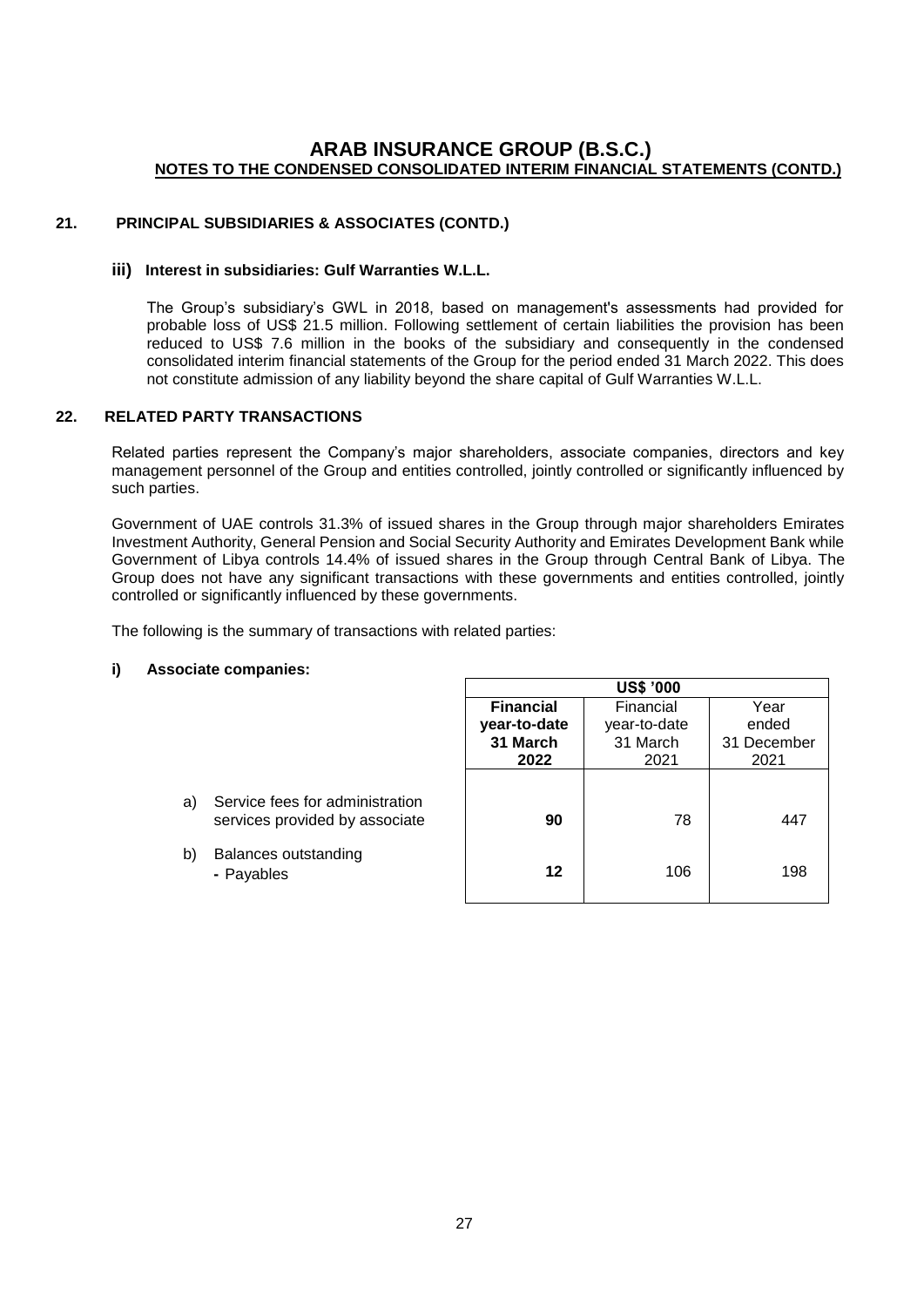# ARAB INSURANCE GROUP (B.S.C.)
## NOTES TO THE CONDENSED CONSOLIDATED INTERIM FINANCIAL STATEMENTS (CONTD.)

### 21. PRINCIPAL SUBSIDIARIES & ASSOCIATES (CONTD.)

#### iii) Interest in subsidiaries: Gulf Warranties W.L.L.

The Group's subsidiary's GWL in 2018, based on management's assessments had provided for probable loss of US$ 21.5 million. Following settlement of certain liabilities the provision has been reduced to US$ 7.6 million in the books of the subsidiary and consequently in the condensed consolidated interim financial statements of the Group for the period ended 31 March 2022. This does not constitute admission of any liability beyond the share capital of Gulf Warranties W.L.L.

### 22. RELATED PARTY TRANSACTIONS

Related parties represent the Company's major shareholders, associate companies, directors and key management personnel of the Group and entities controlled, jointly controlled or significantly influenced by such parties.

Government of UAE controls 31.3% of issued shares in the Group through major shareholders Emirates Investment Authority, General Pension and Social Security Authority and Emirates Development Bank while Government of Libya controls 14.4% of issued shares in the Group through Central Bank of Libya. The Group does not have any significant transactions with these governments and entities controlled, jointly controlled or significantly influenced by these governments.

The following is the summary of transactions with related parties:

#### i) Associate companies:

| | US$ '000 | | |
|---|---|---|---|
| | **Financial year-to-date 31 March 2022** | Financial year-to-date 31 March 2021 | Year ended 31 December 2021 |
| a) Service fees for administration services provided by associate | **90** | 78 | 447 |
| b) Balances outstanding - Payables | **12** | 106 | 198 |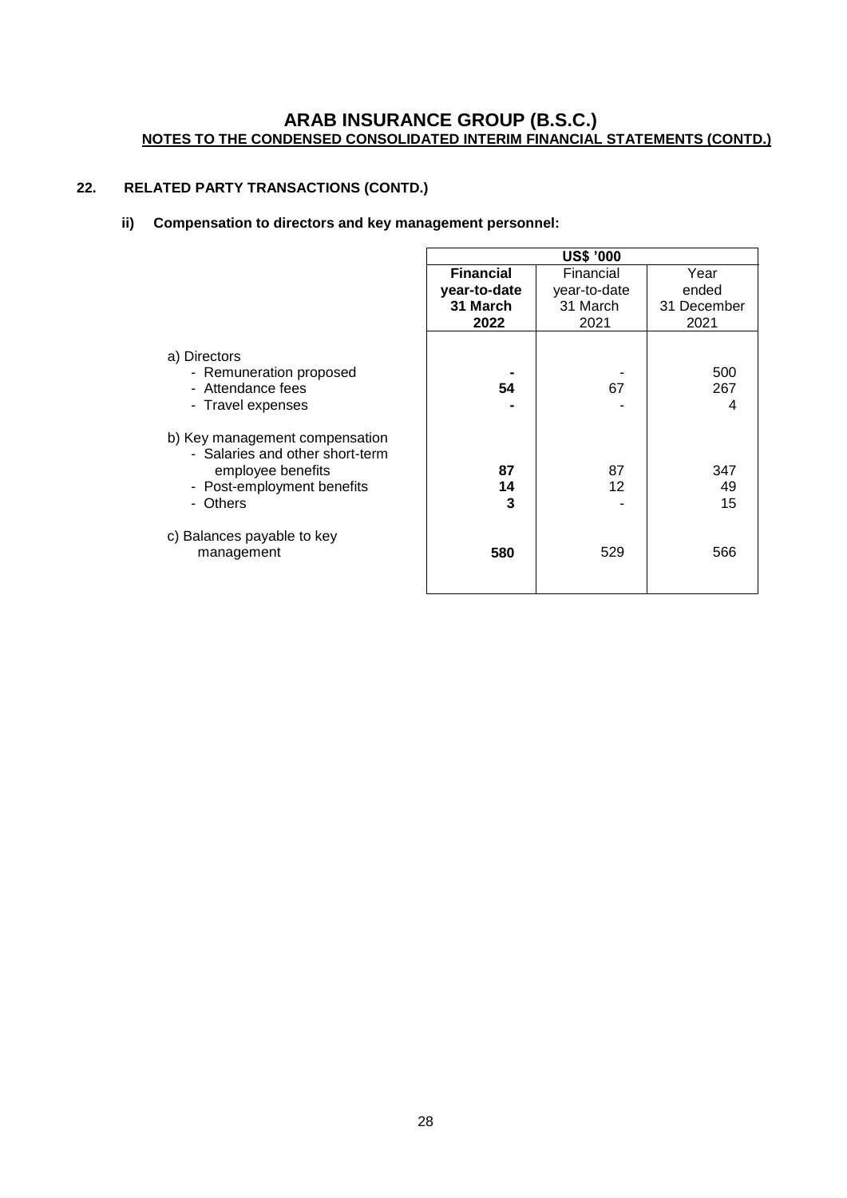# ARAB INSURANCE GROUP (B.S.C.)

## NOTES TO THE CONDENSED CONSOLIDATED INTERIM FINANCIAL STATEMENTS (CONTD.)

### 22. RELATED PARTY TRANSACTIONS (CONTD.)

#### ii) Compensation to directors and key management personnel:

| | US$ '000 | | |
|---|---|---|---|
| | **Financial year-to-date 31 March 2022** | Financial year-to-date 31 March 2021 | Year ended 31 December 2021 |
| a) Directors | | | |
| - Remuneration proposed | **-** | - | 500 |
| - Attendance fees | **54** | 67 | 267 |
| - Travel expenses | **-** | - | 4 |
| b) Key management compensation | | | |
| - Salaries and other short-term employee benefits | **87** | 87 | 347 |
| - Post-employment benefits | **14** | 12 | 49 |
| - Others | **3** | - | 15 |
| c) Balances payable to key management | **580** | 529 | 566 |